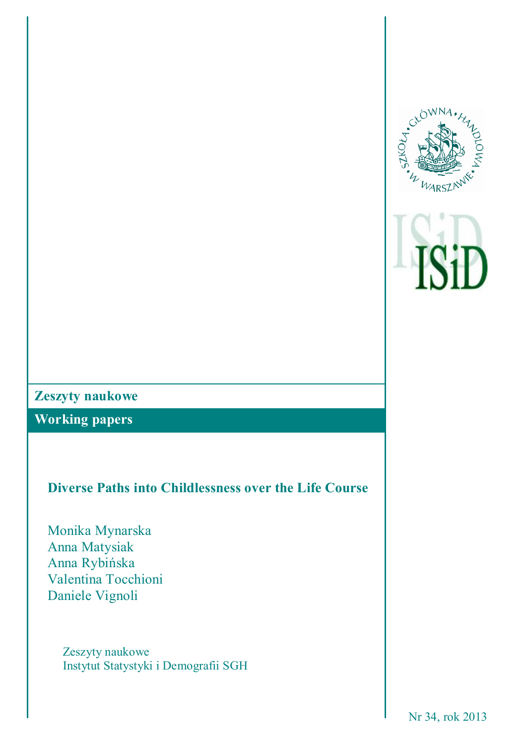**Zeszyty naukowe**

**Working papers**

# Diverse Paths into Childlessness over the Life Course

Monika Mynarska
Anna Matysiak
Anna Rybińska
Valentina Tocchioni
Daniele Vignoli

Zeszyty naukowe
Instytut Statystyki i Demografii SGH

Nr 34, rok 2013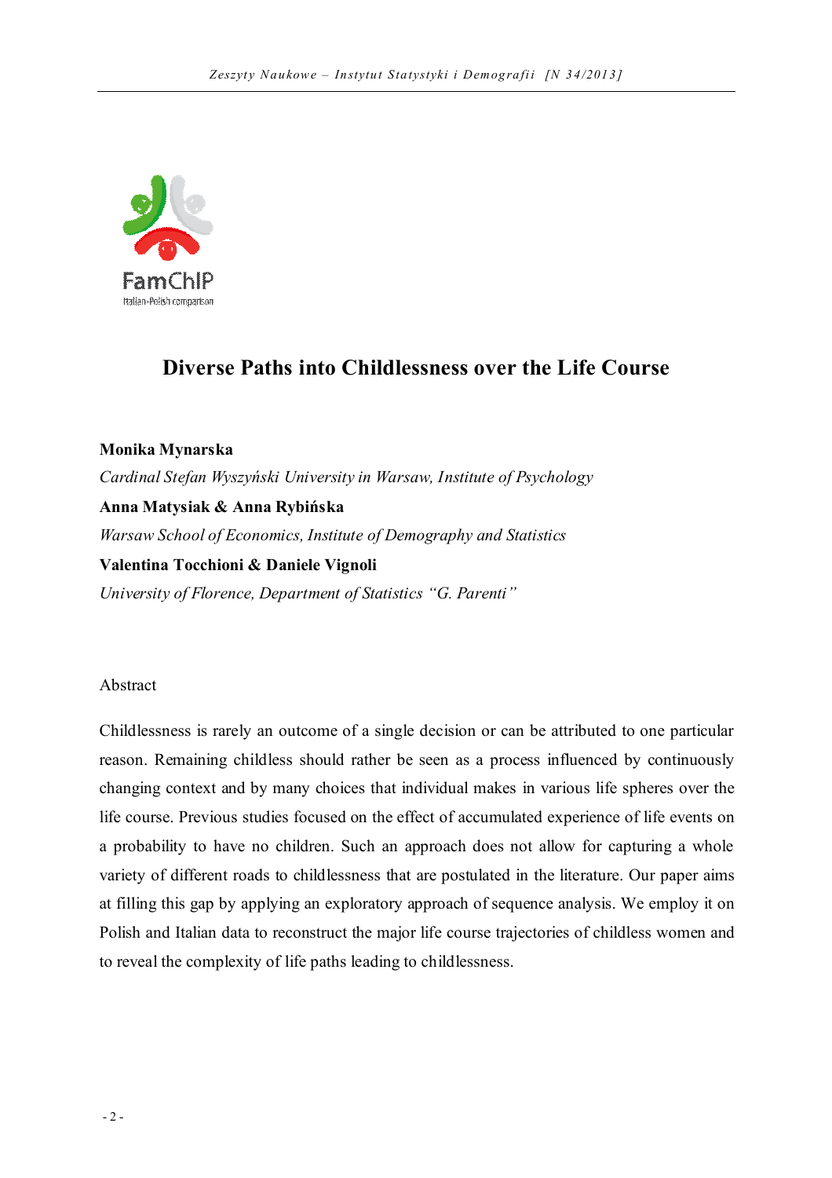# Diverse Paths into Childlessness over the Life Course

**Monika Mynarska**

*Cardinal Stefan Wyszyński University in Warsaw, Institute of Psychology*

**Anna Matysiak & Anna Rybińska**

*Warsaw School of Economics, Institute of Demography and Statistics*

**Valentina Tocchioni & Daniele Vignoli**

*University of Florence, Department of Statistics "G. Parenti"*

Abstract

Childlessness is rarely an outcome of a single decision or can be attributed to one particular reason. Remaining childless should rather be seen as a process influenced by continuously changing context and by many choices that individual makes in various life spheres over the life course. Previous studies focused on the effect of accumulated experience of life events on a probability to have no children. Such an approach does not allow for capturing a whole variety of different roads to childlessness that are postulated in the literature. Our paper aims at filling this gap by applying an exploratory approach of sequence analysis. We employ it on Polish and Italian data to reconstruct the major life course trajectories of childless women and to reveal the complexity of life paths leading to childlessness.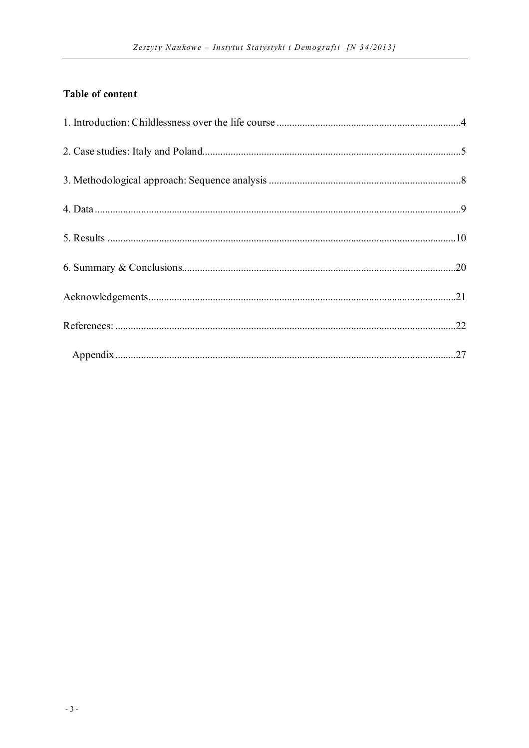## Table of content

1. Introduction: Childlessness over the life course ........................................................................4

2. Case studies: Italy and Poland......................................................................................................5

3. Methodological approach: Sequence analysis ............................................................................8

4. Data ..............................................................................................................................................9

5. Results .......................................................................................................................................10

6. Summary & Conclusions............................................................................................................20

Acknowledgements.......................................................................................................................21

References: ...................................................................................................................................22

Appendix ....................................................................................................................................27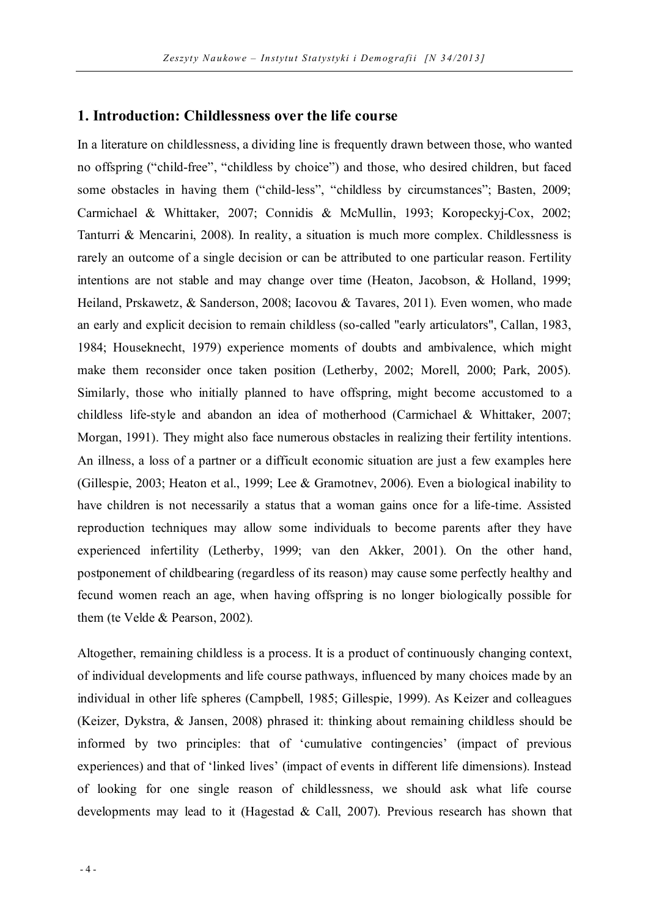## 1. Introduction: Childlessness over the life course

In a literature on childlessness, a dividing line is frequently drawn between those, who wanted no offspring ("child-free", "childless by choice") and those, who desired children, but faced some obstacles in having them ("child-less", "childless by circumstances"; Basten, 2009; Carmichael & Whittaker, 2007; Connidis & McMullin, 1993; Koropeckyj-Cox, 2002; Tanturri & Mencarini, 2008). In reality, a situation is much more complex. Childlessness is rarely an outcome of a single decision or can be attributed to one particular reason. Fertility intentions are not stable and may change over time (Heaton, Jacobson, & Holland, 1999; Heiland, Prskawetz, & Sanderson, 2008; Iacovou & Tavares, 2011). Even women, who made an early and explicit decision to remain childless (so-called "early articulators", Callan, 1983, 1984; Houseknecht, 1979) experience moments of doubts and ambivalence, which might make them reconsider once taken position (Letherby, 2002; Morell, 2000; Park, 2005). Similarly, those who initially planned to have offspring, might become accustomed to a childless life-style and abandon an idea of motherhood (Carmichael & Whittaker, 2007; Morgan, 1991). They might also face numerous obstacles in realizing their fertility intentions. An illness, a loss of a partner or a difficult economic situation are just a few examples here (Gillespie, 2003; Heaton et al., 1999; Lee & Gramotnev, 2006). Even a biological inability to have children is not necessarily a status that a woman gains once for a life-time. Assisted reproduction techniques may allow some individuals to become parents after they have experienced infertility (Letherby, 1999; van den Akker, 2001). On the other hand, postponement of childbearing (regardless of its reason) may cause some perfectly healthy and fecund women reach an age, when having offspring is no longer biologically possible for them (te Velde & Pearson, 2002).

Altogether, remaining childless is a process. It is a product of continuously changing context, of individual developments and life course pathways, influenced by many choices made by an individual in other life spheres (Campbell, 1985; Gillespie, 1999). As Keizer and colleagues (Keizer, Dykstra, & Jansen, 2008) phrased it: thinking about remaining childless should be informed by two principles: that of 'cumulative contingencies' (impact of previous experiences) and that of 'linked lives' (impact of events in different life dimensions). Instead of looking for one single reason of childlessness, we should ask what life course developments may lead to it (Hagestad & Call, 2007). Previous research has shown that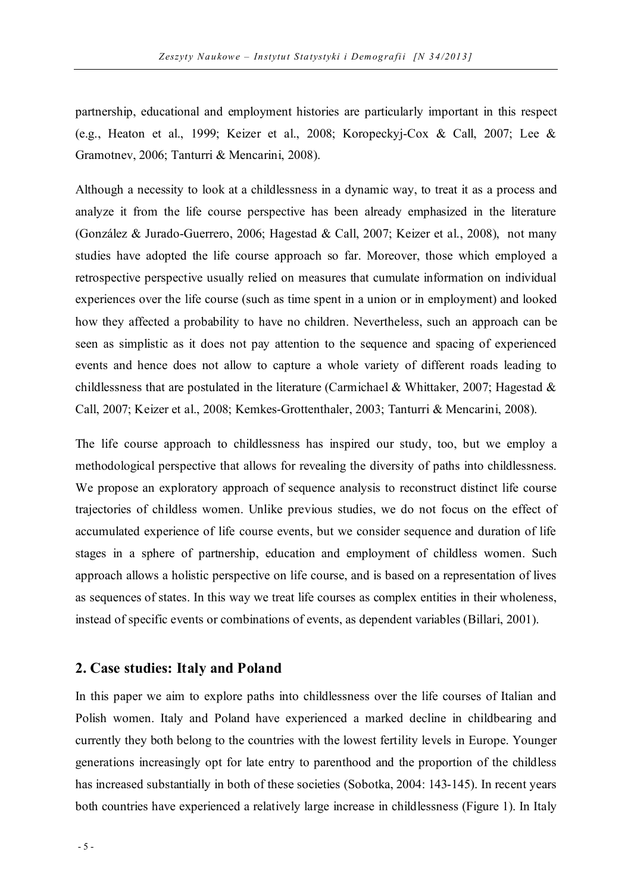partnership, educational and employment histories are particularly important in this respect (e.g., Heaton et al., 1999; Keizer et al., 2008; Koropeckyj-Cox & Call, 2007; Lee & Gramotnev, 2006; Tanturri & Mencarini, 2008).

Although a necessity to look at a childlessness in a dynamic way, to treat it as a process and analyze it from the life course perspective has been already emphasized in the literature (González & Jurado-Guerrero, 2006; Hagestad & Call, 2007; Keizer et al., 2008), not many studies have adopted the life course approach so far. Moreover, those which employed a retrospective perspective usually relied on measures that cumulate information on individual experiences over the life course (such as time spent in a union or in employment) and looked how they affected a probability to have no children. Nevertheless, such an approach can be seen as simplistic as it does not pay attention to the sequence and spacing of experienced events and hence does not allow to capture a whole variety of different roads leading to childlessness that are postulated in the literature (Carmichael & Whittaker, 2007; Hagestad & Call, 2007; Keizer et al., 2008; Kemkes-Grottenthaler, 2003; Tanturri & Mencarini, 2008).

The life course approach to childlessness has inspired our study, too, but we employ a methodological perspective that allows for revealing the diversity of paths into childlessness. We propose an exploratory approach of sequence analysis to reconstruct distinct life course trajectories of childless women. Unlike previous studies, we do not focus on the effect of accumulated experience of life course events, but we consider sequence and duration of life stages in a sphere of partnership, education and employment of childless women. Such approach allows a holistic perspective on life course, and is based on a representation of lives as sequences of states. In this way we treat life courses as complex entities in their wholeness, instead of specific events or combinations of events, as dependent variables (Billari, 2001).

## 2. Case studies: Italy and Poland

In this paper we aim to explore paths into childlessness over the life courses of Italian and Polish women. Italy and Poland have experienced a marked decline in childbearing and currently they both belong to the countries with the lowest fertility levels in Europe. Younger generations increasingly opt for late entry to parenthood and the proportion of the childless has increased substantially in both of these societies (Sobotka, 2004: 143-145). In recent years both countries have experienced a relatively large increase in childlessness (Figure 1). In Italy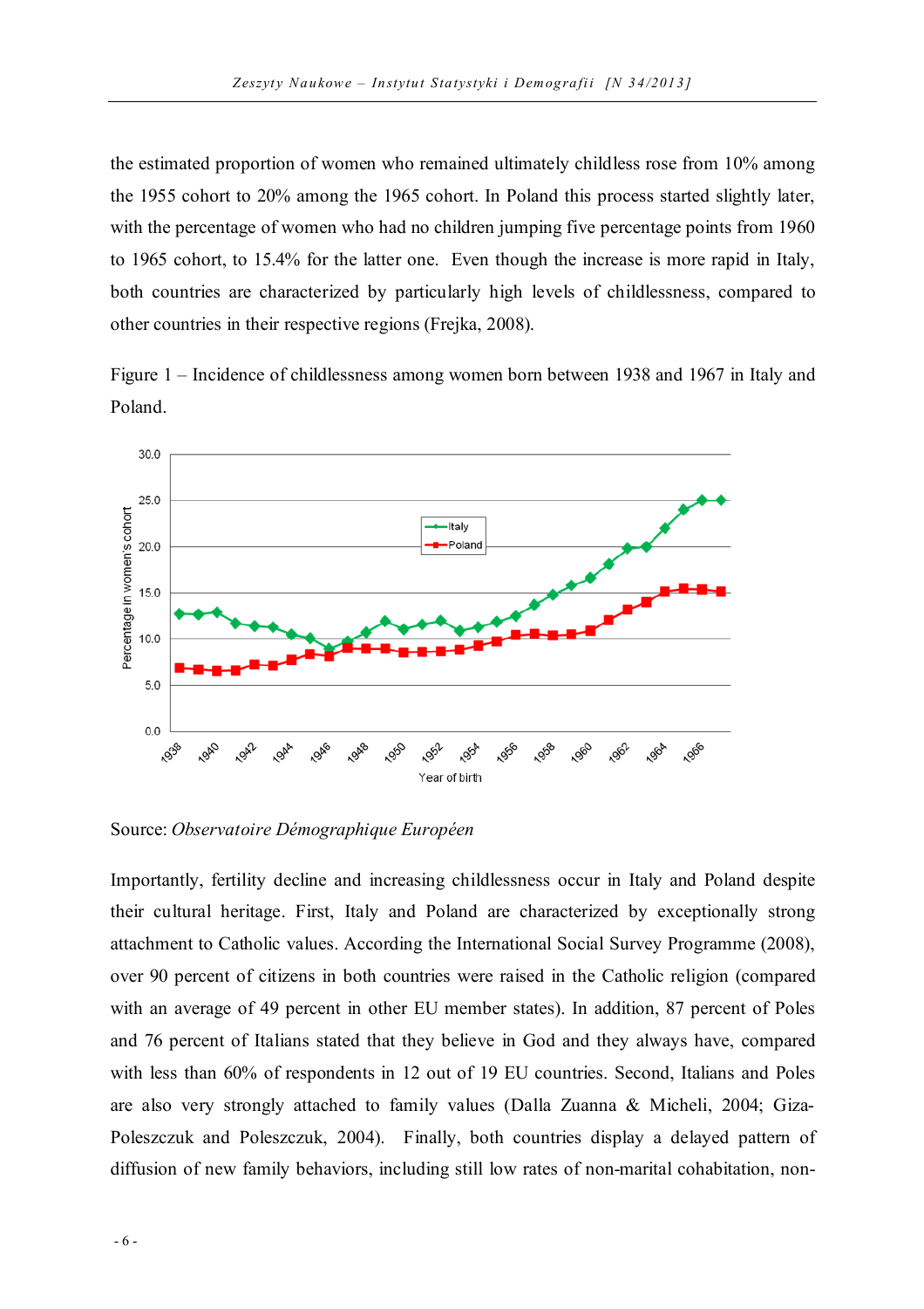the estimated proportion of women who remained ultimately childless rose from 10% among the 1955 cohort to 20% among the 1965 cohort. In Poland this process started slightly later, with the percentage of women who had no children jumping five percentage points from 1960 to 1965 cohort, to 15.4% for the latter one. Even though the increase is more rapid in Italy, both countries are characterized by particularly high levels of childlessness, compared to other countries in their respective regions (Frejka, 2008).

Figure 1 – Incidence of childlessness among women born between 1938 and 1967 in Italy and Poland.

Source: *Observatoire Démographique Européen*

Importantly, fertility decline and increasing childlessness occur in Italy and Poland despite their cultural heritage. First, Italy and Poland are characterized by exceptionally strong attachment to Catholic values. According the International Social Survey Programme (2008), over 90 percent of citizens in both countries were raised in the Catholic religion (compared with an average of 49 percent in other EU member states). In addition, 87 percent of Poles and 76 percent of Italians stated that they believe in God and they always have, compared with less than 60% of respondents in 12 out of 19 EU countries. Second, Italians and Poles are also very strongly attached to family values (Dalla Zuanna & Micheli, 2004; Giza-Poleszczuk and Poleszczuk, 2004). Finally, both countries display a delayed pattern of diffusion of new family behaviors, including still low rates of non-marital cohabitation, non-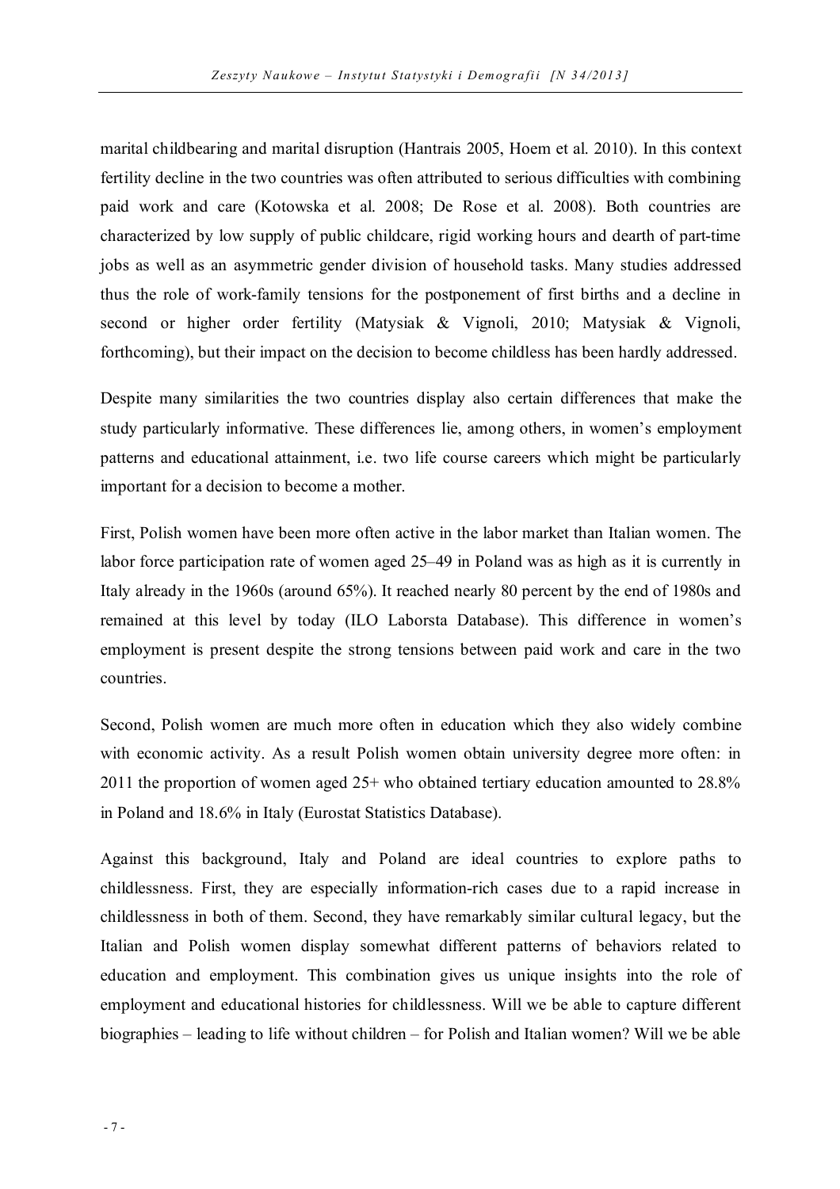marital childbearing and marital disruption (Hantrais 2005, Hoem et al. 2010). In this context fertility decline in the two countries was often attributed to serious difficulties with combining paid work and care (Kotowska et al. 2008; De Rose et al. 2008). Both countries are characterized by low supply of public childcare, rigid working hours and dearth of part-time jobs as well as an asymmetric gender division of household tasks. Many studies addressed thus the role of work-family tensions for the postponement of first births and a decline in second or higher order fertility (Matysiak & Vignoli, 2010; Matysiak & Vignoli, forthcoming), but their impact on the decision to become childless has been hardly addressed.

Despite many similarities the two countries display also certain differences that make the study particularly informative. These differences lie, among others, in women's employment patterns and educational attainment, i.e. two life course careers which might be particularly important for a decision to become a mother.

First, Polish women have been more often active in the labor market than Italian women. The labor force participation rate of women aged 25–49 in Poland was as high as it is currently in Italy already in the 1960s (around 65%). It reached nearly 80 percent by the end of 1980s and remained at this level by today (ILO Laborsta Database). This difference in women's employment is present despite the strong tensions between paid work and care in the two countries.

Second, Polish women are much more often in education which they also widely combine with economic activity. As a result Polish women obtain university degree more often: in 2011 the proportion of women aged 25+ who obtained tertiary education amounted to 28.8% in Poland and 18.6% in Italy (Eurostat Statistics Database).

Against this background, Italy and Poland are ideal countries to explore paths to childlessness. First, they are especially information-rich cases due to a rapid increase in childlessness in both of them. Second, they have remarkably similar cultural legacy, but the Italian and Polish women display somewhat different patterns of behaviors related to education and employment. This combination gives us unique insights into the role of employment and educational histories for childlessness. Will we be able to capture different biographies – leading to life without children – for Polish and Italian women? Will we be able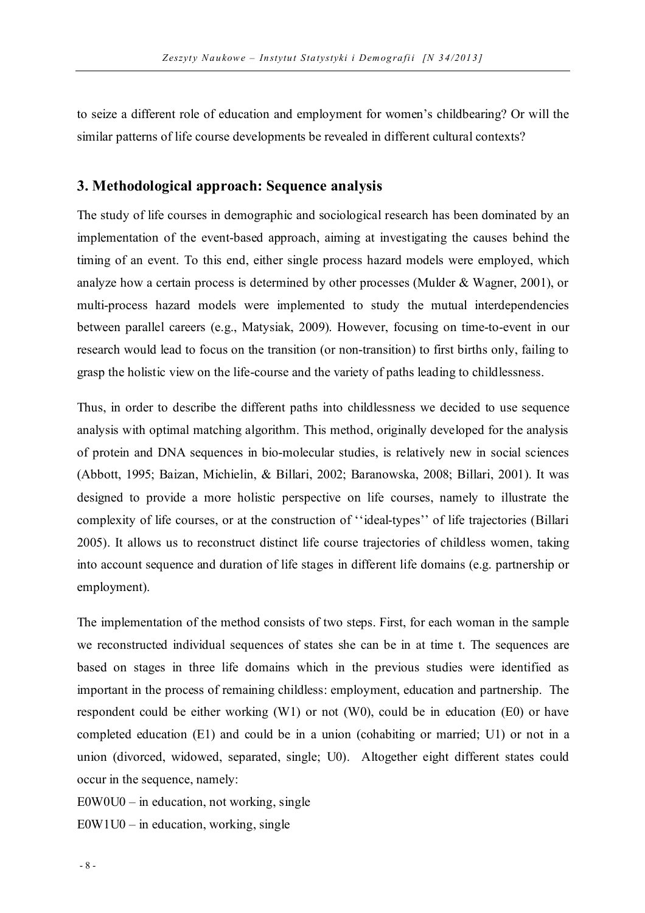to seize a different role of education and employment for women's childbearing? Or will the similar patterns of life course developments be revealed in different cultural contexts?

## 3. Methodological approach: Sequence analysis

The study of life courses in demographic and sociological research has been dominated by an implementation of the event-based approach, aiming at investigating the causes behind the timing of an event. To this end, either single process hazard models were employed, which analyze how a certain process is determined by other processes (Mulder & Wagner, 2001), or multi-process hazard models were implemented to study the mutual interdependencies between parallel careers (e.g., Matysiak, 2009). However, focusing on time-to-event in our research would lead to focus on the transition (or non-transition) to first births only, failing to grasp the holistic view on the life-course and the variety of paths leading to childlessness.

Thus, in order to describe the different paths into childlessness we decided to use sequence analysis with optimal matching algorithm. This method, originally developed for the analysis of protein and DNA sequences in bio-molecular studies, is relatively new in social sciences (Abbott, 1995; Baizan, Michielin, & Billari, 2002; Baranowska, 2008; Billari, 2001). It was designed to provide a more holistic perspective on life courses, namely to illustrate the complexity of life courses, or at the construction of ''ideal-types'' of life trajectories (Billari 2005). It allows us to reconstruct distinct life course trajectories of childless women, taking into account sequence and duration of life stages in different life domains (e.g. partnership or employment).

The implementation of the method consists of two steps. First, for each woman in the sample we reconstructed individual sequences of states she can be in at time t. The sequences are based on stages in three life domains which in the previous studies were identified as important in the process of remaining childless: employment, education and partnership. The respondent could be either working (W1) or not (W0), could be in education (E0) or have completed education (E1) and could be in a union (cohabiting or married; U1) or not in a union (divorced, widowed, separated, single; U0). Altogether eight different states could occur in the sequence, namely:

E0W0U0 – in education, not working, single
E0W1U0 – in education, working, single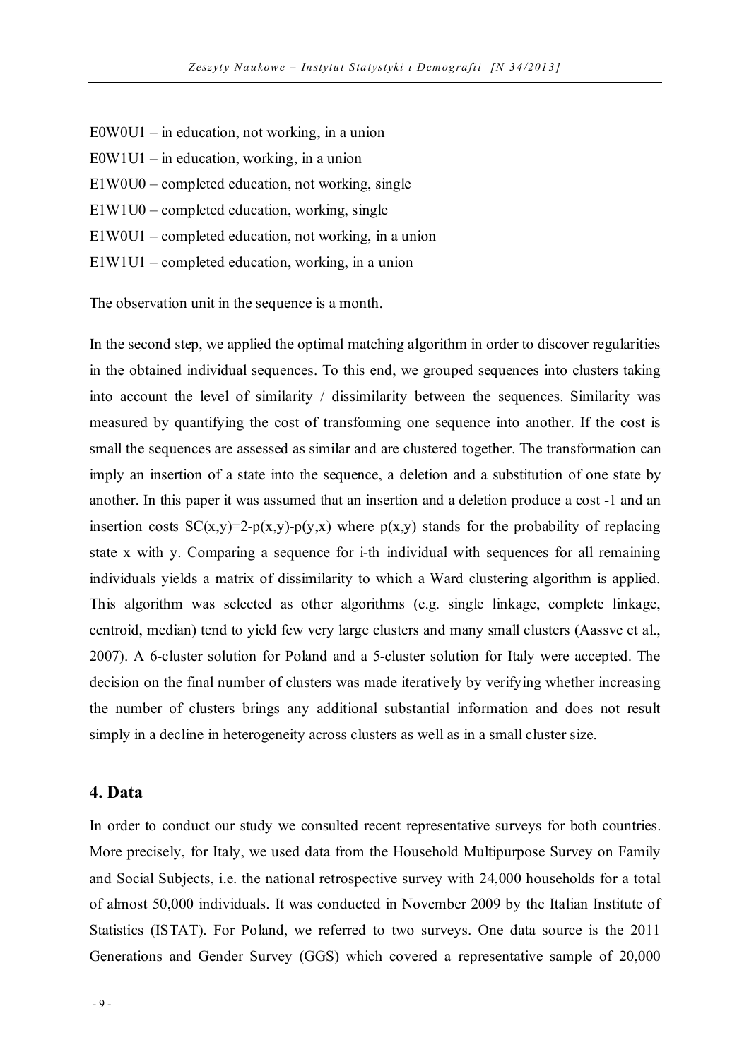E0W0U1 – in education, not working, in a union

E0W1U1 – in education, working, in a union

E1W0U0 – completed education, not working, single

E1W1U0 – completed education, working, single

E1W0U1 – completed education, not working, in a union

E1W1U1 – completed education, working, in a union

The observation unit in the sequence is a month.

In the second step, we applied the optimal matching algorithm in order to discover regularities in the obtained individual sequences. To this end, we grouped sequences into clusters taking into account the level of similarity / dissimilarity between the sequences. Similarity was measured by quantifying the cost of transforming one sequence into another. If the cost is small the sequences are assessed as similar and are clustered together. The transformation can imply an insertion of a state into the sequence, a deletion and a substitution of one state by another. In this paper it was assumed that an insertion and a deletion produce a cost -1 and an insertion costs $SC(x,y)=2-p(x,y)-p(y,x)$ where $p(x,y)$ stands for the probability of replacing state x with y. Comparing a sequence for i-th individual with sequences for all remaining individuals yields a matrix of dissimilarity to which a Ward clustering algorithm is applied. This algorithm was selected as other algorithms (e.g. single linkage, complete linkage, centroid, median) tend to yield few very large clusters and many small clusters (Aassve et al., 2007). A 6-cluster solution for Poland and a 5-cluster solution for Italy were accepted. The decision on the final number of clusters was made iteratively by verifying whether increasing the number of clusters brings any additional substantial information and does not result simply in a decline in heterogeneity across clusters as well as in a small cluster size.

## 4. Data

In order to conduct our study we consulted recent representative surveys for both countries. More precisely, for Italy, we used data from the Household Multipurpose Survey on Family and Social Subjects, i.e. the national retrospective survey with 24,000 households for a total of almost 50,000 individuals. It was conducted in November 2009 by the Italian Institute of Statistics (ISTAT). For Poland, we referred to two surveys. One data source is the 2011 Generations and Gender Survey (GGS) which covered a representative sample of 20,000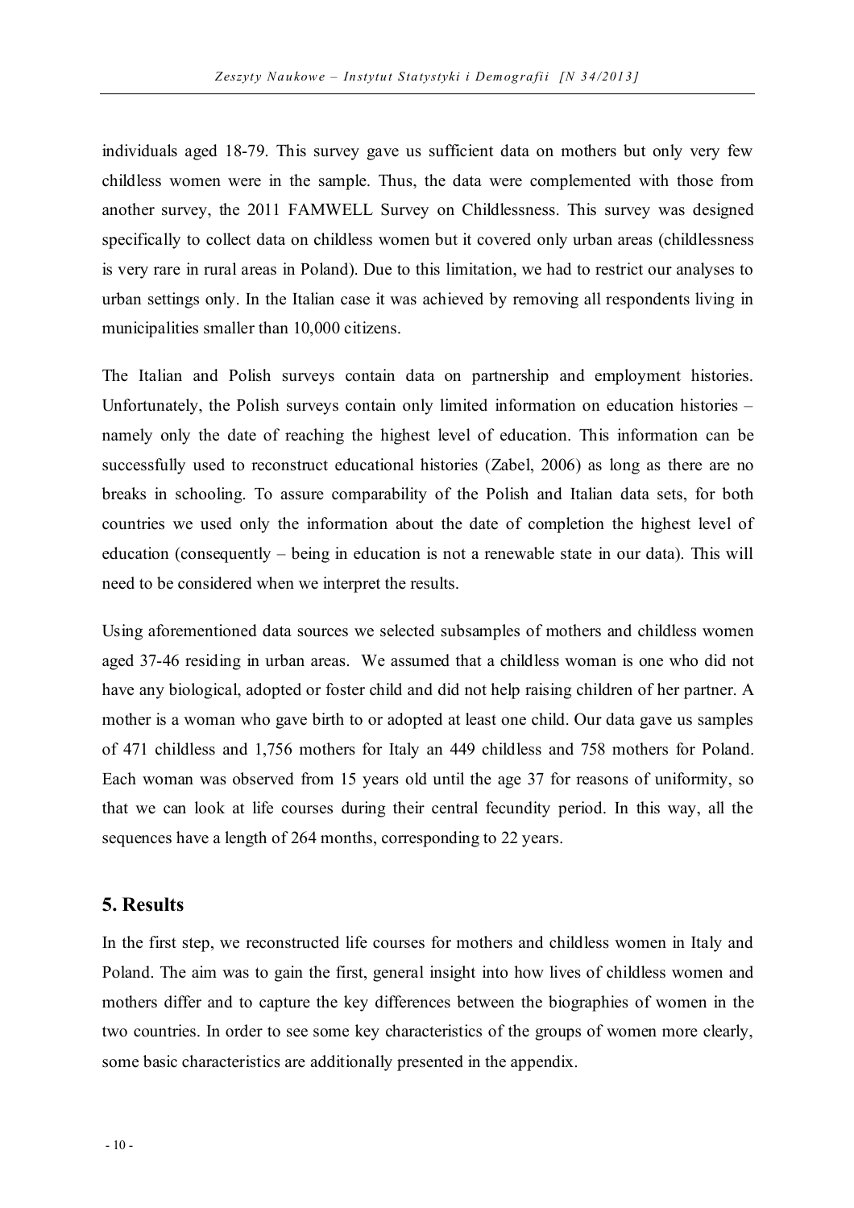individuals aged 18-79. This survey gave us sufficient data on mothers but only very few childless women were in the sample. Thus, the data were complemented with those from another survey, the 2011 FAMWELL Survey on Childlessness. This survey was designed specifically to collect data on childless women but it covered only urban areas (childlessness is very rare in rural areas in Poland). Due to this limitation, we had to restrict our analyses to urban settings only. In the Italian case it was achieved by removing all respondents living in municipalities smaller than 10,000 citizens.

The Italian and Polish surveys contain data on partnership and employment histories. Unfortunately, the Polish surveys contain only limited information on education histories – namely only the date of reaching the highest level of education. This information can be successfully used to reconstruct educational histories (Zabel, 2006) as long as there are no breaks in schooling. To assure comparability of the Polish and Italian data sets, for both countries we used only the information about the date of completion the highest level of education (consequently – being in education is not a renewable state in our data). This will need to be considered when we interpret the results.

Using aforementioned data sources we selected subsamples of mothers and childless women aged 37-46 residing in urban areas. We assumed that a childless woman is one who did not have any biological, adopted or foster child and did not help raising children of her partner. A mother is a woman who gave birth to or adopted at least one child. Our data gave us samples of 471 childless and 1,756 mothers for Italy an 449 childless and 758 mothers for Poland. Each woman was observed from 15 years old until the age 37 for reasons of uniformity, so that we can look at life courses during their central fecundity period. In this way, all the sequences have a length of 264 months, corresponding to 22 years.

## 5. Results

In the first step, we reconstructed life courses for mothers and childless women in Italy and Poland. The aim was to gain the first, general insight into how lives of childless women and mothers differ and to capture the key differences between the biographies of women in the two countries. In order to see some key characteristics of the groups of women more clearly, some basic characteristics are additionally presented in the appendix.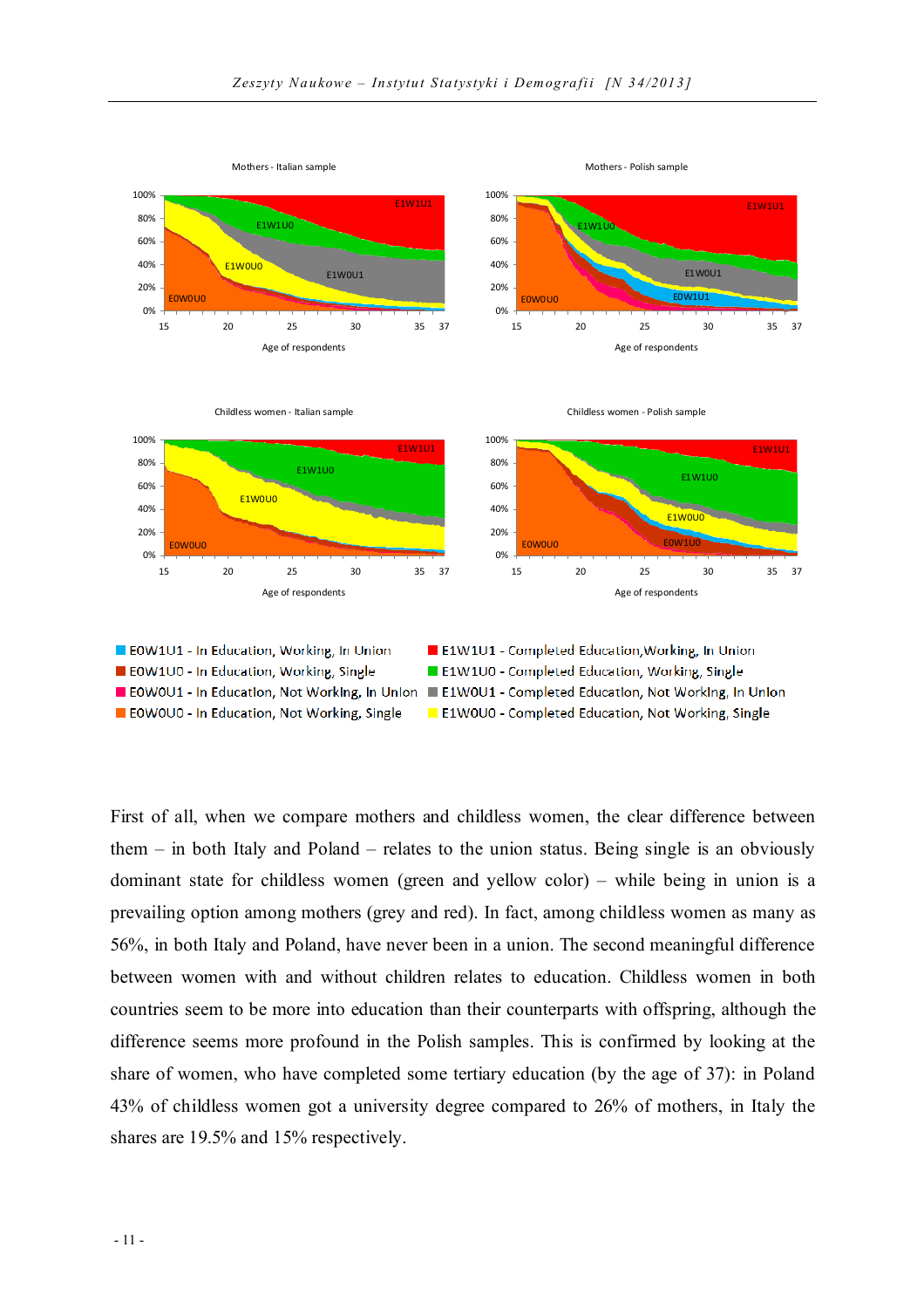Mothers - Italian sample

Mothers - Polish sample

Childless women - Italian sample

Childless women - Polish sample

- E0W1U1 - In Education, Working, In Union
- E0W1U0 - In Education, Working, Single
- E0W0U1 - In Education, Not Working, In Union
- E0W0U0 - In Education, Not Working, Single
- E1W1U1 - Completed Education,Working, In Union
- E1W1U0 - Completed Education, Working, Single
- E1W0U1 - Completed Education, Not Working, In Union
- E1W0U0 - Completed Education, Not Working, Single

First of all, when we compare mothers and childless women, the clear difference between them – in both Italy and Poland – relates to the union status. Being single is an obviously dominant state for childless women (green and yellow color) – while being in union is a prevailing option among mothers (grey and red). In fact, among childless women as many as 56%, in both Italy and Poland, have never been in a union. The second meaningful difference between women with and without children relates to education. Childless women in both countries seem to be more into education than their counterparts with offspring, although the difference seems more profound in the Polish samples. This is confirmed by looking at the share of women, who have completed some tertiary education (by the age of 37): in Poland 43% of childless women got a university degree compared to 26% of mothers, in Italy the shares are 19.5% and 15% respectively.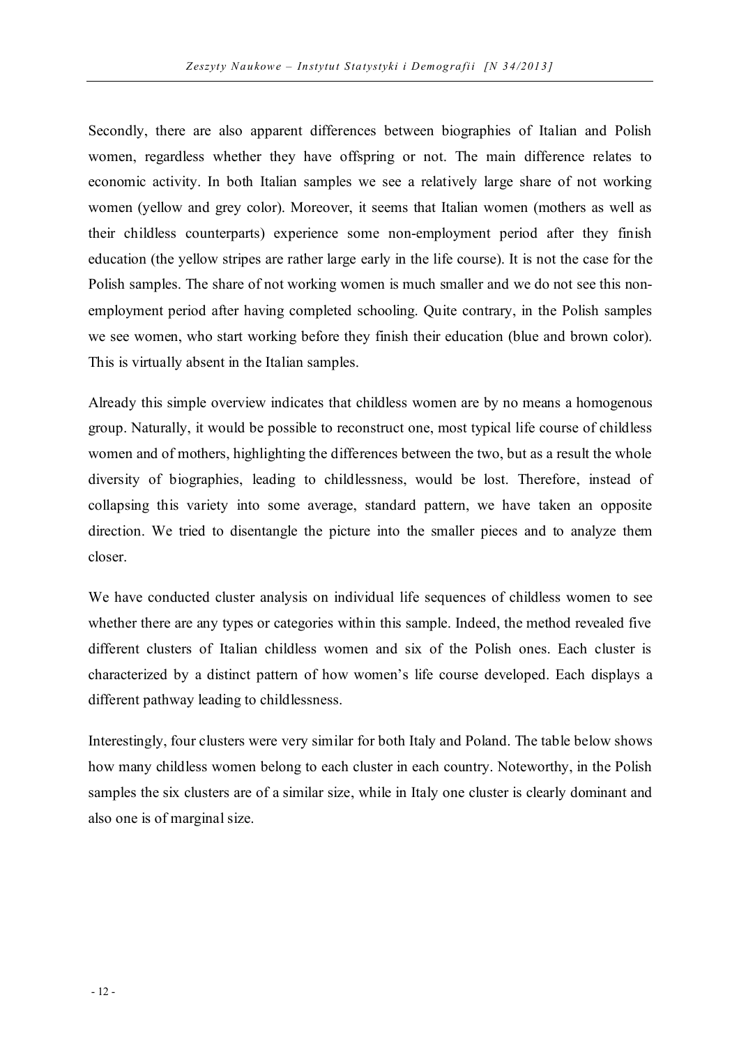Secondly, there are also apparent differences between biographies of Italian and Polish women, regardless whether they have offspring or not. The main difference relates to economic activity. In both Italian samples we see a relatively large share of not working women (yellow and grey color). Moreover, it seems that Italian women (mothers as well as their childless counterparts) experience some non-employment period after they finish education (the yellow stripes are rather large early in the life course). It is not the case for the Polish samples. The share of not working women is much smaller and we do not see this non-employment period after having completed schooling. Quite contrary, in the Polish samples we see women, who start working before they finish their education (blue and brown color). This is virtually absent in the Italian samples.

Already this simple overview indicates that childless women are by no means a homogenous group. Naturally, it would be possible to reconstruct one, most typical life course of childless women and of mothers, highlighting the differences between the two, but as a result the whole diversity of biographies, leading to childlessness, would be lost. Therefore, instead of collapsing this variety into some average, standard pattern, we have taken an opposite direction. We tried to disentangle the picture into the smaller pieces and to analyze them closer.

We have conducted cluster analysis on individual life sequences of childless women to see whether there are any types or categories within this sample. Indeed, the method revealed five different clusters of Italian childless women and six of the Polish ones. Each cluster is characterized by a distinct pattern of how women's life course developed. Each displays a different pathway leading to childlessness.

Interestingly, four clusters were very similar for both Italy and Poland. The table below shows how many childless women belong to each cluster in each country. Noteworthy, in the Polish samples the six clusters are of a similar size, while in Italy one cluster is clearly dominant and also one is of marginal size.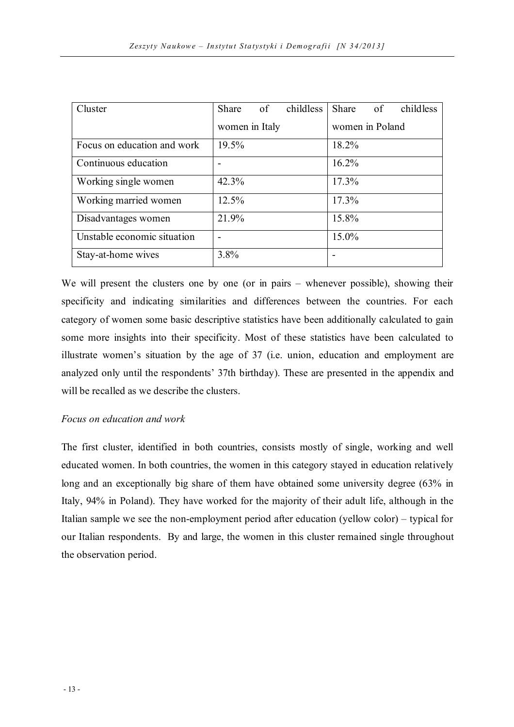| Cluster | Share of childless women in Italy | Share of childless women in Poland |
|---|---|---|
| Focus on education and work | 19.5% | 18.2% |
| Continuous education | - | 16.2% |
| Working single women | 42.3% | 17.3% |
| Working married women | 12.5% | 17.3% |
| Disadvantages women | 21.9% | 15.8% |
| Unstable economic situation | - | 15.0% |
| Stay-at-home wives | 3.8% | - |

We will present the clusters one by one (or in pairs – whenever possible), showing their specificity and indicating similarities and differences between the countries. For each category of women some basic descriptive statistics have been additionally calculated to gain some more insights into their specificity. Most of these statistics have been calculated to illustrate women's situation by the age of 37 (i.e. union, education and employment are analyzed only until the respondents' 37th birthday). These are presented in the appendix and will be recalled as we describe the clusters.

*Focus on education and work*

The first cluster, identified in both countries, consists mostly of single, working and well educated women. In both countries, the women in this category stayed in education relatively long and an exceptionally big share of them have obtained some university degree (63% in Italy, 94% in Poland). They have worked for the majority of their adult life, although in the Italian sample we see the non-employment period after education (yellow color) – typical for our Italian respondents. By and large, the women in this cluster remained single throughout the observation period.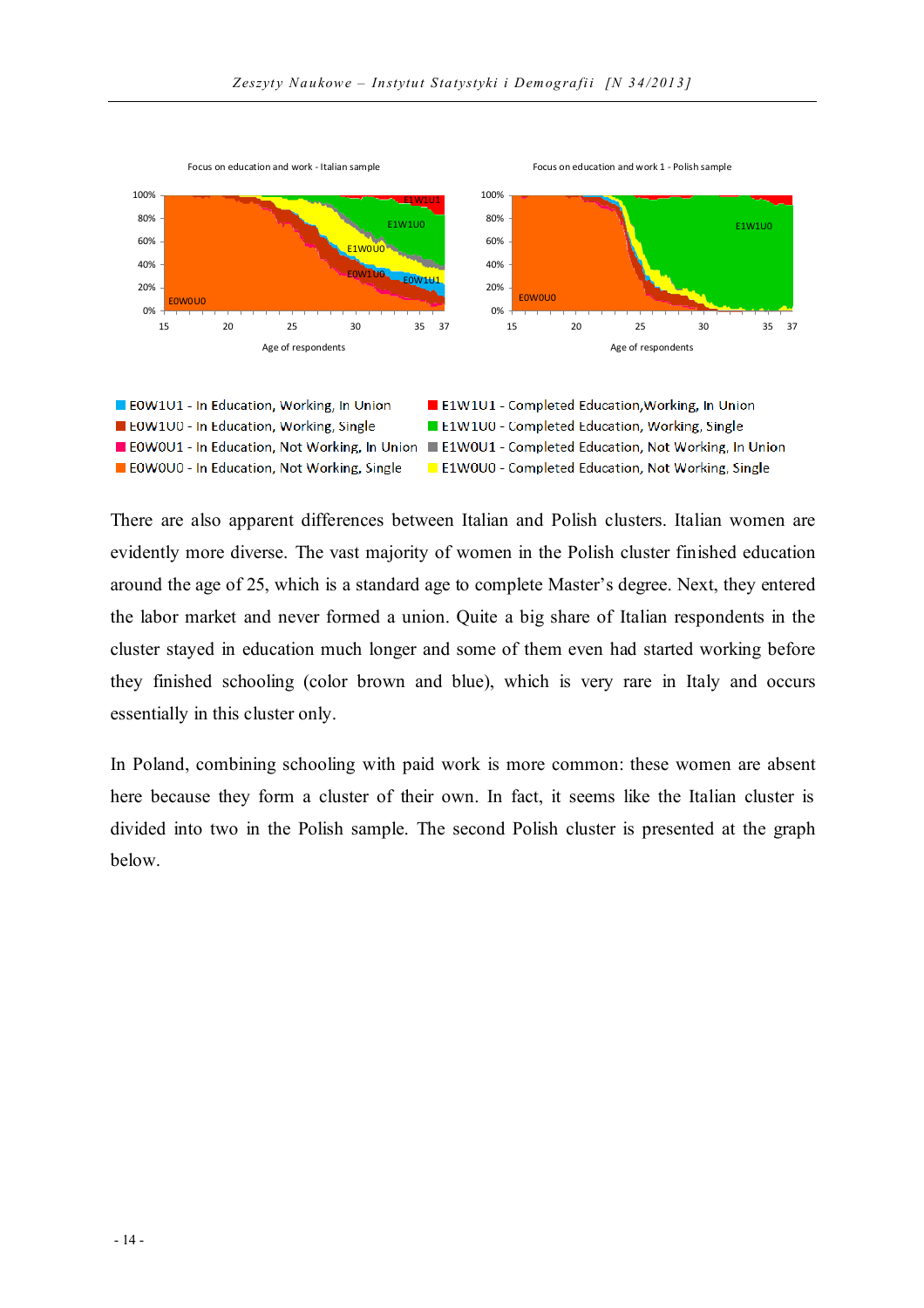Focus on education and work - Italian sample

Focus on education and work 1 - Polish sample

- E0W1U1 - In Education, Working, In Union
- E0W1U0 - In Education, Working, Single
- E0W0U1 - In Education, Not Working, In Union
- E0W0U0 - In Education, Not Working, Single
- E1W1U1 - Completed Education,Working, In Union
- E1W1U0 - Completed Education, Working, Single
- E1W0U1 - Completed Education, Not Working, In Union
- E1W0U0 - Completed Education, Not Working, Single

There are also apparent differences between Italian and Polish clusters. Italian women are evidently more diverse. The vast majority of women in the Polish cluster finished education around the age of 25, which is a standard age to complete Master's degree. Next, they entered the labor market and never formed a union. Quite a big share of Italian respondents in the cluster stayed in education much longer and some of them even had started working before they finished schooling (color brown and blue), which is very rare in Italy and occurs essentially in this cluster only.

In Poland, combining schooling with paid work is more common: these women are absent here because they form a cluster of their own. In fact, it seems like the Italian cluster is divided into two in the Polish sample. The second Polish cluster is presented at the graph below.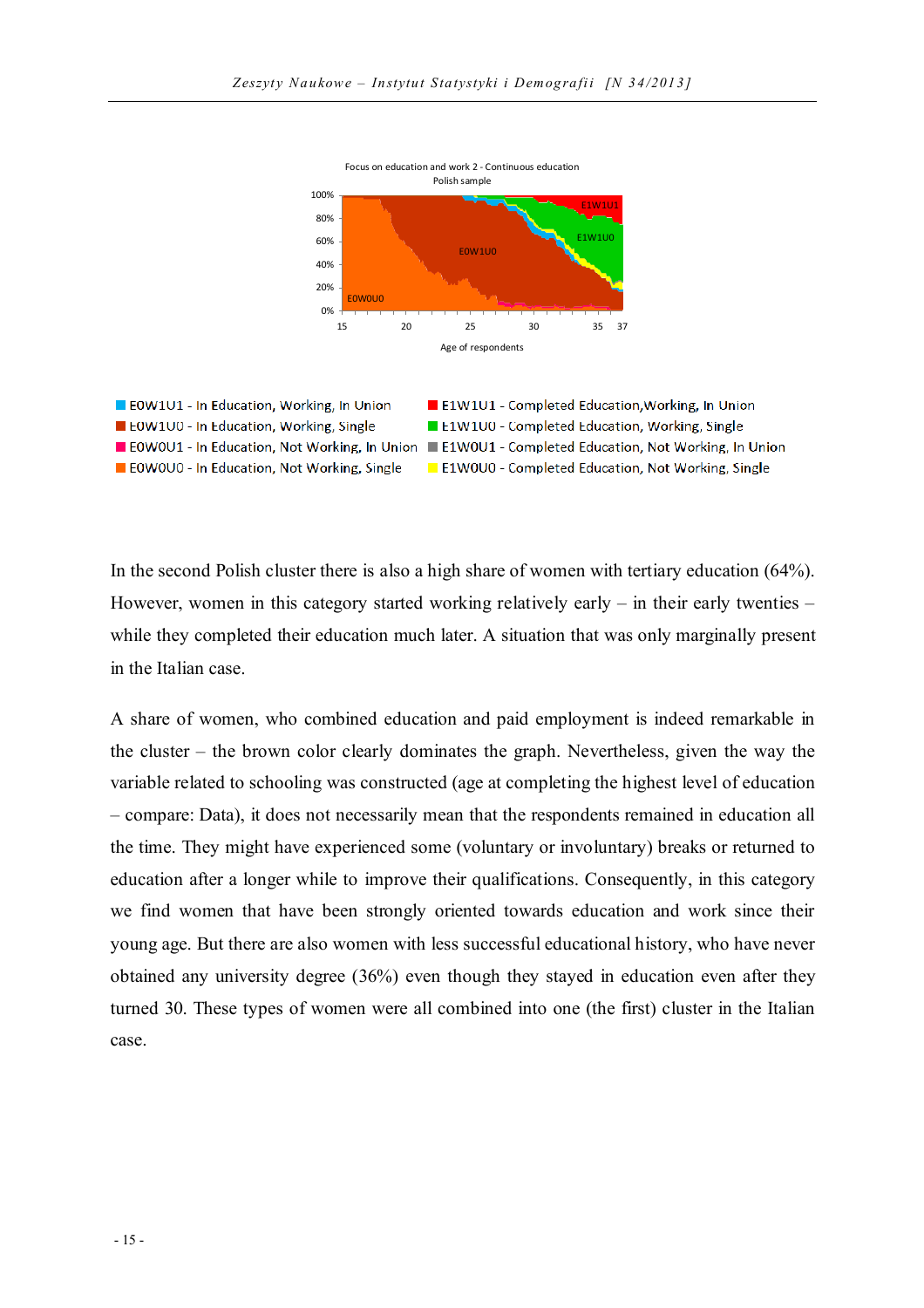Focus on education and work 2 - Continuous education
Polish sample

Age of respondents

- E0W1U1 - In Education, Working, In Union
- E0W1U0 - In Education, Working, Single
- E0W0U1 - In Education, Not Working, In Union
- E0W0U0 - In Education, Not Working, Single
- E1W1U1 - Completed Education,Working, In Union
- E1W1U0 - Completed Education, Working, Single
- E1W0U1 - Completed Education, Not Working, In Union
- E1W0U0 - Completed Education, Not Working, Single

In the second Polish cluster there is also a high share of women with tertiary education (64%). However, women in this category started working relatively early – in their early twenties – while they completed their education much later. A situation that was only marginally present in the Italian case.

A share of women, who combined education and paid employment is indeed remarkable in the cluster – the brown color clearly dominates the graph. Nevertheless, given the way the variable related to schooling was constructed (age at completing the highest level of education – compare: Data), it does not necessarily mean that the respondents remained in education all the time. They might have experienced some (voluntary or involuntary) breaks or returned to education after a longer while to improve their qualifications. Consequently, in this category we find women that have been strongly oriented towards education and work since their young age. But there are also women with less successful educational history, who have never obtained any university degree (36%) even though they stayed in education even after they turned 30. These types of women were all combined into one (the first) cluster in the Italian case.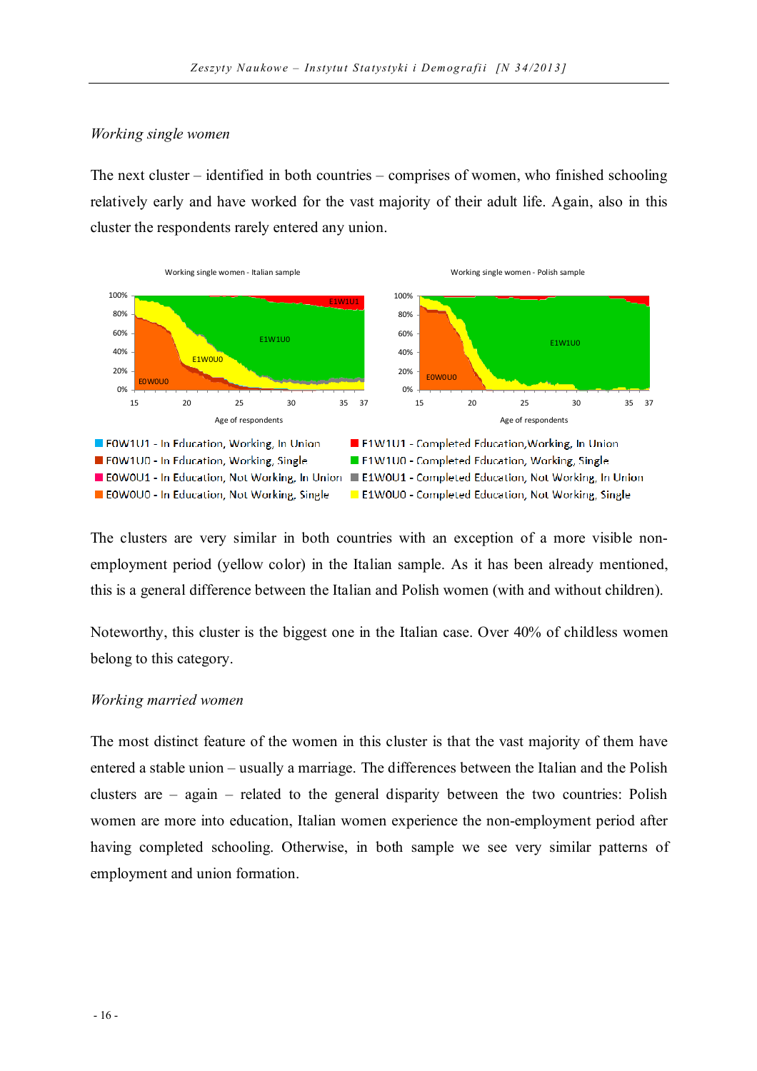*Working single women*

The next cluster – identified in both countries – comprises of women, who finished schooling relatively early and have worked for the vast majority of their adult life. Again, also in this cluster the respondents rarely entered any union.

Working single women - Italian sample

Working single women - Polish sample

Age of respondents

- E0W1U1 - In Education, Working, In Union
- E0W1U0 - In Education, Working, Single
- E0W0U1 - In Education, Not Working, In Union
- E0W0U0 - In Education, Not Working, Single
- E1W1U1 - Completed Education, Working, In Union
- E1W1U0 - Completed Education, Working, Single
- E1W0U1 - Completed Education, Not Working, In Union
- E1W0U0 - Completed Education, Not Working, Single

The clusters are very similar in both countries with an exception of a more visible non-employment period (yellow color) in the Italian sample. As it has been already mentioned, this is a general difference between the Italian and Polish women (with and without children).

Noteworthy, this cluster is the biggest one in the Italian case. Over 40% of childless women belong to this category.

*Working married women*

The most distinct feature of the women in this cluster is that the vast majority of them have entered a stable union – usually a marriage. The differences between the Italian and the Polish clusters are – again – related to the general disparity between the two countries: Polish women are more into education, Italian women experience the non-employment period after having completed schooling. Otherwise, in both sample we see very similar patterns of employment and union formation.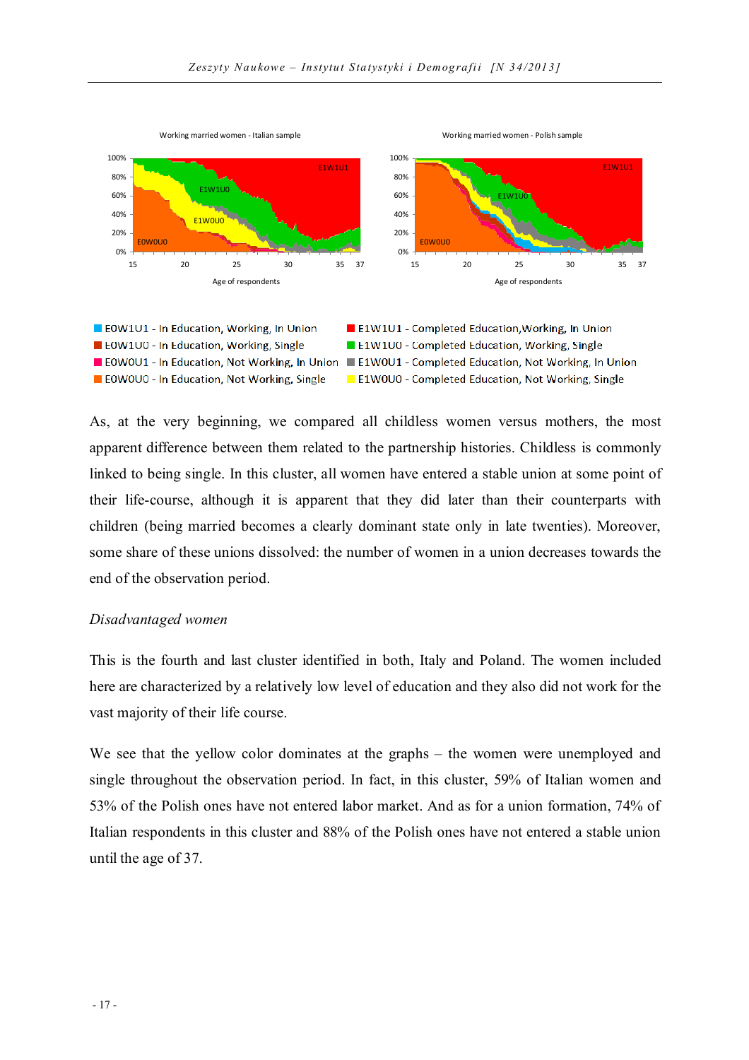Working married women - Italian sample

Working married women - Polish sample

E0W1U1 - In Education, Working, In Union
E0W1U0 - In Education, Working, Single
E0W0U1 - In Education, Not Working, In Union
E0W0U0 - In Education, Not Working, Single
E1W1U1 - Completed Education, Working, In Union
E1W1U0 - Completed Education, Working, Single
E1W0U1 - Completed Education, Not Working, In Union
E1W0U0 - Completed Education, Not Working, Single

As, at the very beginning, we compared all childless women versus mothers, the most apparent difference between them related to the partnership histories. Childless is commonly linked to being single. In this cluster, all women have entered a stable union at some point of their life-course, although it is apparent that they did later than their counterparts with children (being married becomes a clearly dominant state only in late twenties). Moreover, some share of these unions dissolved: the number of women in a union decreases towards the end of the observation period.

*Disadvantaged women*

This is the fourth and last cluster identified in both, Italy and Poland. The women included here are characterized by a relatively low level of education and they also did not work for the vast majority of their life course.

We see that the yellow color dominates at the graphs – the women were unemployed and single throughout the observation period. In fact, in this cluster, 59% of Italian women and 53% of the Polish ones have not entered labor market. And as for a union formation, 74% of Italian respondents in this cluster and 88% of the Polish ones have not entered a stable union until the age of 37.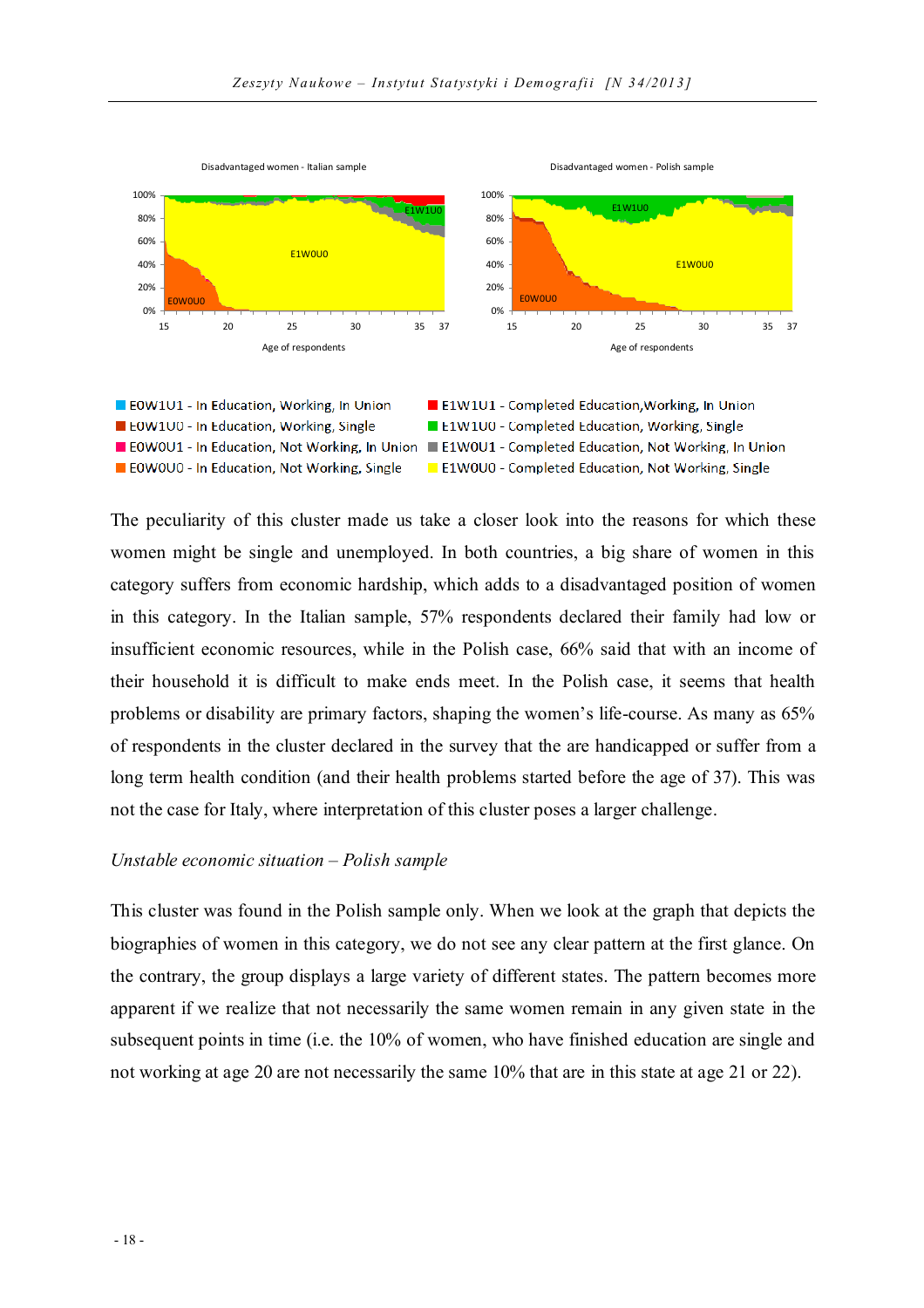Disadvantaged women - Italian sample

Disadvantaged women - Polish sample

E0W1U1 - In Education, Working, In Union
E0W1U0 - In Education, Working, Single
E0W0U1 - In Education, Not Working, In Union
E0W0U0 - In Education, Not Working, Single
E1W1U1 - Completed Education,Working, In Union
E1W1U0 - Completed Education, Working, Single
E1W0U1 - Completed Education, Not Working, In Union
E1W0U0 - Completed Education, Not Working, Single

The peculiarity of this cluster made us take a closer look into the reasons for which these women might be single and unemployed. In both countries, a big share of women in this category suffers from economic hardship, which adds to a disadvantaged position of women in this category. In the Italian sample, 57% respondents declared their family had low or insufficient economic resources, while in the Polish case, 66% said that with an income of their household it is difficult to make ends meet. In the Polish case, it seems that health problems or disability are primary factors, shaping the women's life-course. As many as 65% of respondents in the cluster declared in the survey that the are handicapped or suffer from a long term health condition (and their health problems started before the age of 37). This was not the case for Italy, where interpretation of this cluster poses a larger challenge.

*Unstable economic situation – Polish sample*

This cluster was found in the Polish sample only. When we look at the graph that depicts the biographies of women in this category, we do not see any clear pattern at the first glance. On the contrary, the group displays a large variety of different states. The pattern becomes more apparent if we realize that not necessarily the same women remain in any given state in the subsequent points in time (i.e. the 10% of women, who have finished education are single and not working at age 20 are not necessarily the same 10% that are in this state at age 21 or 22).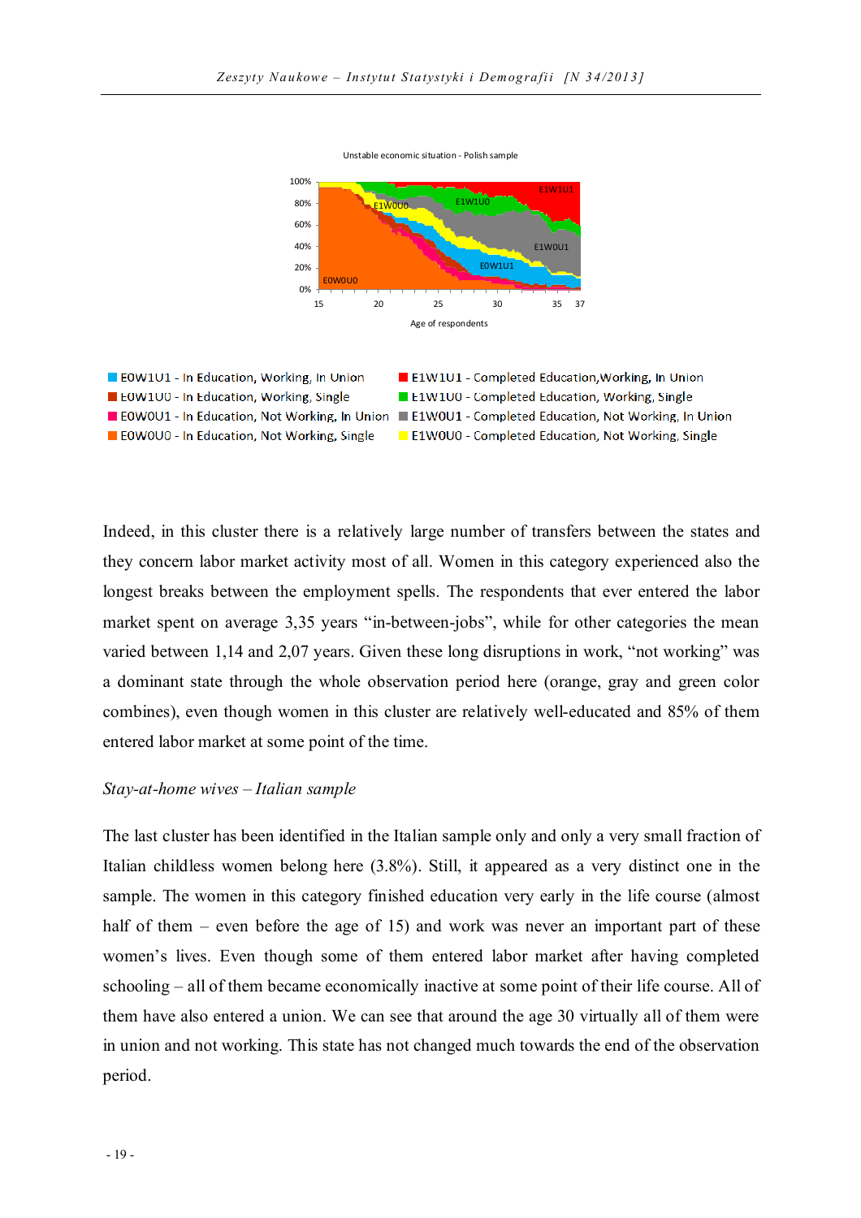Unstable economic situation - Polish sample

E0W1U1 - In Education, Working, In Union
E0W1U0 - In Education, Working, Single
E0W0U1 - In Education, Not Working, In Union
E0W0U0 - In Education, Not Working, Single
E1W1U1 - Completed Education,Working, In Union
E1W1U0 - Completed Education, Working, Single
E1W0U1 - Completed Education, Not Working, In Union
E1W0U0 - Completed Education, Not Working, Single

Indeed, in this cluster there is a relatively large number of transfers between the states and they concern labor market activity most of all. Women in this category experienced also the longest breaks between the employment spells. The respondents that ever entered the labor market spent on average 3,35 years "in-between-jobs", while for other categories the mean varied between 1,14 and 2,07 years. Given these long disruptions in work, "not working" was a dominant state through the whole observation period here (orange, gray and green color combines), even though women in this cluster are relatively well-educated and 85% of them entered labor market at some point of the time.

*Stay-at-home wives – Italian sample*

The last cluster has been identified in the Italian sample only and only a very small fraction of Italian childless women belong here (3.8%). Still, it appeared as a very distinct one in the sample. The women in this category finished education very early in the life course (almost half of them – even before the age of 15) and work was never an important part of these women's lives. Even though some of them entered labor market after having completed schooling – all of them became economically inactive at some point of their life course. All of them have also entered a union. We can see that around the age 30 virtually all of them were in union and not working. This state has not changed much towards the end of the observation period.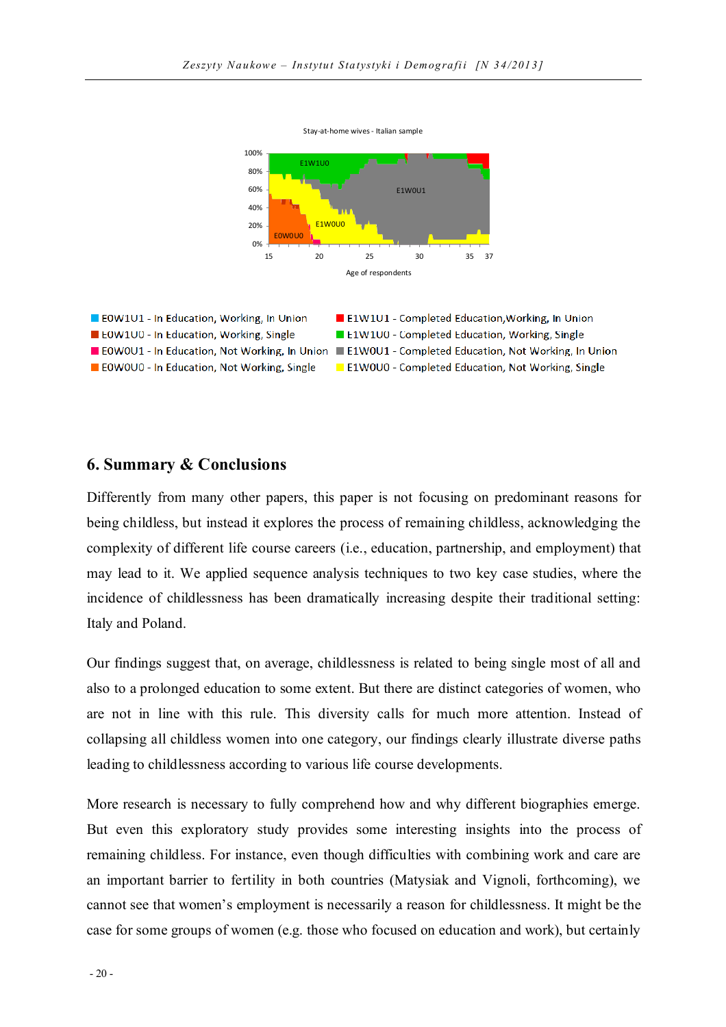Stay-at-home wives - Italian sample

Age of respondents

- E0W1U1 - In Education, Working, In Union
- E0W1U0 - In Education, Working, Single
- E0W0U1 - In Education, Not Working, In Union
- E0W0U0 - In Education, Not Working, Single
- E1W1U1 - Completed Education, Working, In Union
- E1W1U0 - Completed Education, Working, Single
- E1W0U1 - Completed Education, Not Working, In Union
- E1W0U0 - Completed Education, Not Working, Single

## 6. Summary & Conclusions

Differently from many other papers, this paper is not focusing on predominant reasons for being childless, but instead it explores the process of remaining childless, acknowledging the complexity of different life course careers (i.e., education, partnership, and employment) that may lead to it. We applied sequence analysis techniques to two key case studies, where the incidence of childlessness has been dramatically increasing despite their traditional setting: Italy and Poland.

Our findings suggest that, on average, childlessness is related to being single most of all and also to a prolonged education to some extent. But there are distinct categories of women, who are not in line with this rule. This diversity calls for much more attention. Instead of collapsing all childless women into one category, our findings clearly illustrate diverse paths leading to childlessness according to various life course developments.

More research is necessary to fully comprehend how and why different biographies emerge. But even this exploratory study provides some interesting insights into the process of remaining childless. For instance, even though difficulties with combining work and care are an important barrier to fertility in both countries (Matysiak and Vignoli, forthcoming), we cannot see that women's employment is necessarily a reason for childlessness. It might be the case for some groups of women (e.g. those who focused on education and work), but certainly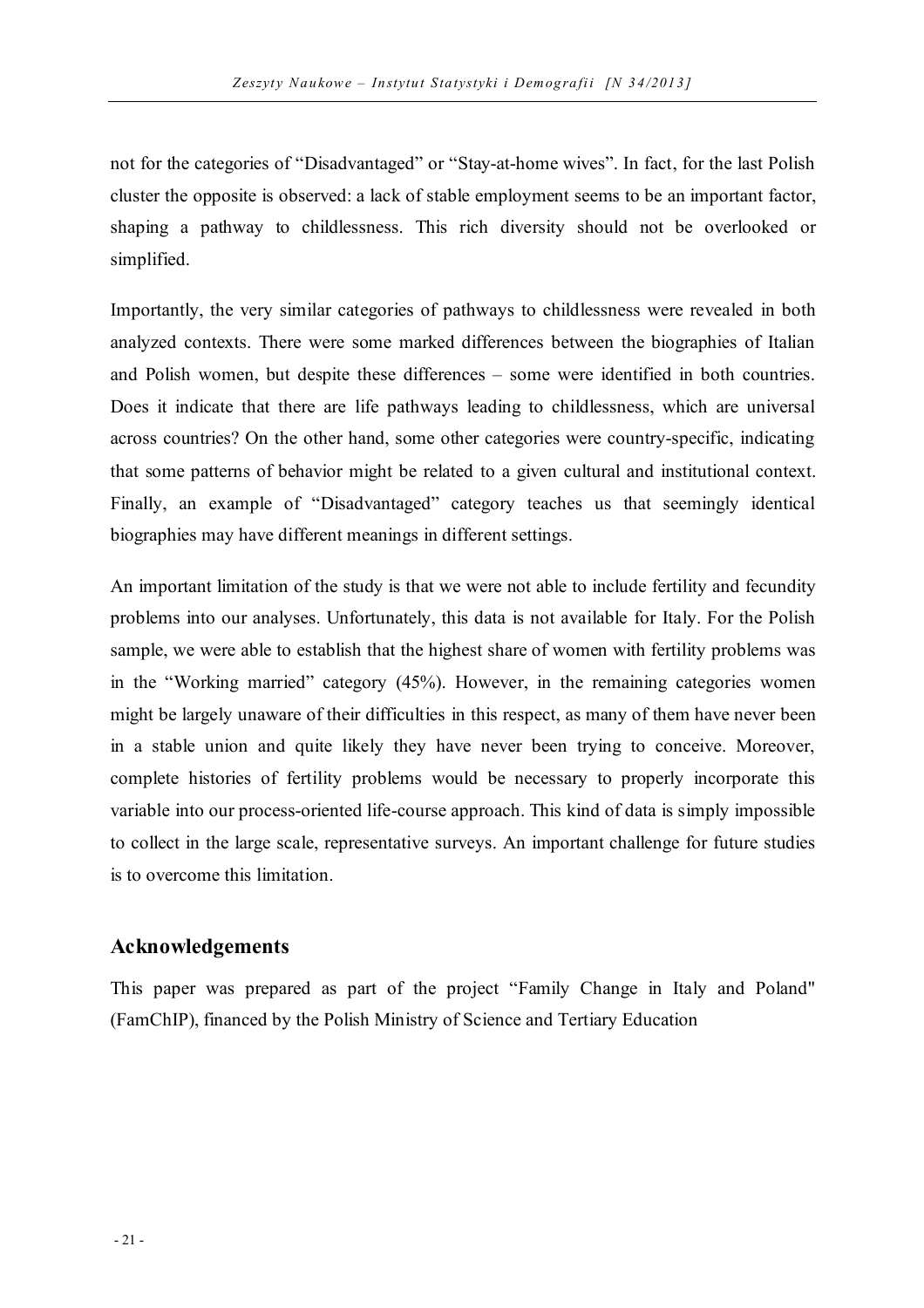not for the categories of "Disadvantaged" or "Stay-at-home wives". In fact, for the last Polish cluster the opposite is observed: a lack of stable employment seems to be an important factor, shaping a pathway to childlessness. This rich diversity should not be overlooked or simplified.

Importantly, the very similar categories of pathways to childlessness were revealed in both analyzed contexts. There were some marked differences between the biographies of Italian and Polish women, but despite these differences – some were identified in both countries. Does it indicate that there are life pathways leading to childlessness, which are universal across countries? On the other hand, some other categories were country-specific, indicating that some patterns of behavior might be related to a given cultural and institutional context. Finally, an example of "Disadvantaged" category teaches us that seemingly identical biographies may have different meanings in different settings.

An important limitation of the study is that we were not able to include fertility and fecundity problems into our analyses. Unfortunately, this data is not available for Italy. For the Polish sample, we were able to establish that the highest share of women with fertility problems was in the "Working married" category (45%). However, in the remaining categories women might be largely unaware of their difficulties in this respect, as many of them have never been in a stable union and quite likely they have never been trying to conceive. Moreover, complete histories of fertility problems would be necessary to properly incorporate this variable into our process-oriented life-course approach. This kind of data is simply impossible to collect in the large scale, representative surveys. An important challenge for future studies is to overcome this limitation.

## Acknowledgements

This paper was prepared as part of the project "Family Change in Italy and Poland" (FamChIP), financed by the Polish Ministry of Science and Tertiary Education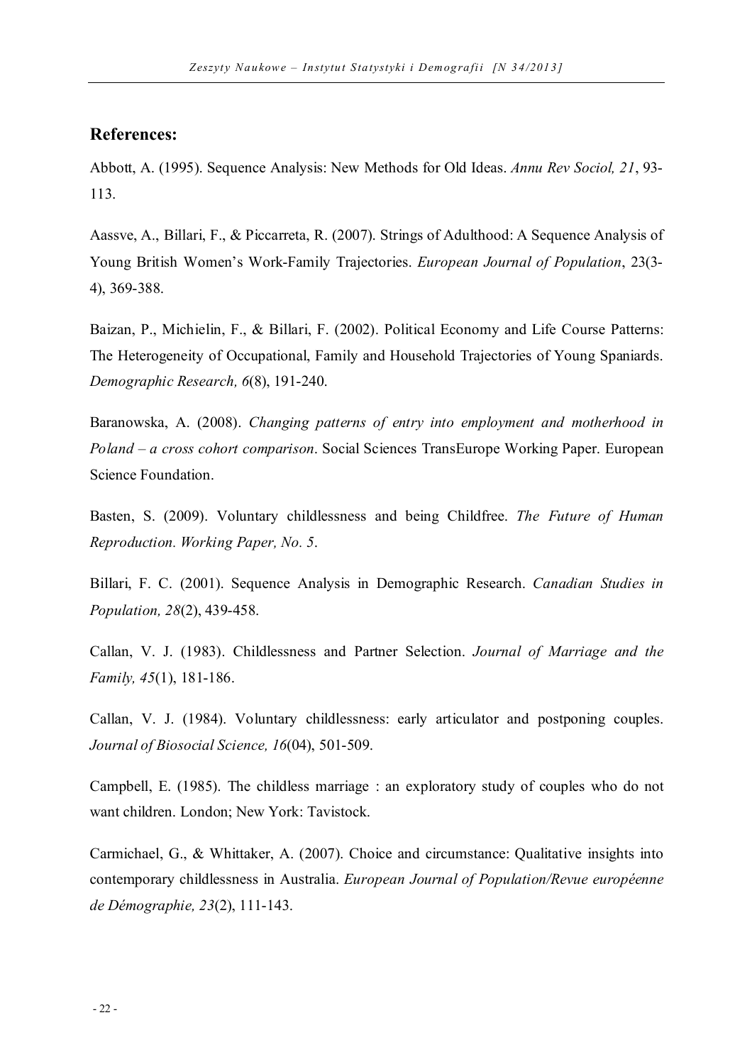## References:

Abbott, A. (1995). Sequence Analysis: New Methods for Old Ideas. *Annu Rev Sociol, 21*, 93-113.

Aassve, A., Billari, F., & Piccarreta, R. (2007). Strings of Adulthood: A Sequence Analysis of Young British Women's Work-Family Trajectories. *European Journal of Population*, 23(3-4), 369-388.

Baizan, P., Michielin, F., & Billari, F. (2002). Political Economy and Life Course Patterns: The Heterogeneity of Occupational, Family and Household Trajectories of Young Spaniards. *Demographic Research, 6*(8), 191-240.

Baranowska, A. (2008). *Changing patterns of entry into employment and motherhood in Poland – a cross cohort comparison*. Social Sciences TransEurope Working Paper. European Science Foundation.

Basten, S. (2009). Voluntary childlessness and being Childfree. *The Future of Human Reproduction. Working Paper, No. 5*.

Billari, F. C. (2001). Sequence Analysis in Demographic Research. *Canadian Studies in Population, 28*(2), 439-458.

Callan, V. J. (1983). Childlessness and Partner Selection. *Journal of Marriage and the Family, 45*(1), 181-186.

Callan, V. J. (1984). Voluntary childlessness: early articulator and postponing couples. *Journal of Biosocial Science, 16*(04), 501-509.

Campbell, E. (1985). The childless marriage : an exploratory study of couples who do not want children. London; New York: Tavistock.

Carmichael, G., & Whittaker, A. (2007). Choice and circumstance: Qualitative insights into contemporary childlessness in Australia. *European Journal of Population/Revue européenne de Démographie, 23*(2), 111-143.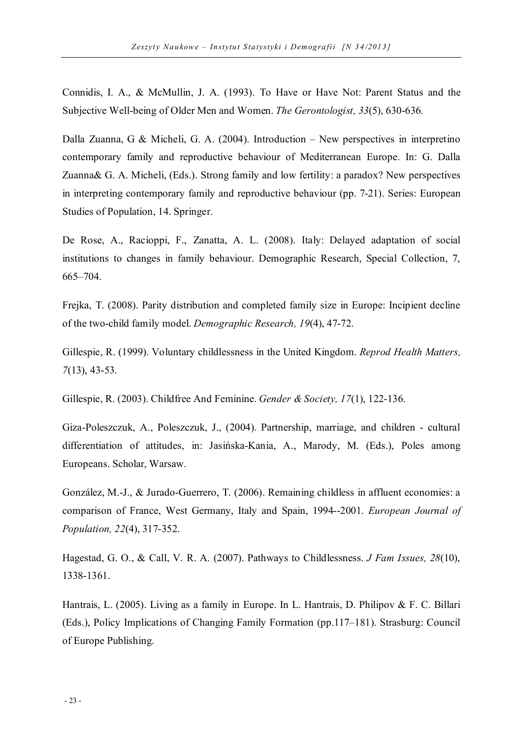Connidis, I. A., & McMullin, J. A. (1993). To Have or Have Not: Parent Status and the Subjective Well-being of Older Men and Women. *The Gerontologist, 33*(5), 630-636.

Dalla Zuanna, G & Micheli, G. A. (2004). Introduction – New perspectives in interpretino contemporary family and reproductive behaviour of Mediterranean Europe. In: G. Dalla Zuanna& G. A. Micheli, (Eds.). Strong family and low fertility: a paradox? New perspectives in interpreting contemporary family and reproductive behaviour (pp. 7-21). Series: European Studies of Population, 14. Springer.

De Rose, A., Racioppi, F., Zanatta, A. L. (2008). Italy: Delayed adaptation of social institutions to changes in family behaviour. Demographic Research, Special Collection, 7, 665–704.

Frejka, T. (2008). Parity distribution and completed family size in Europe: Incipient decline of the two-child family model. *Demographic Research, 19*(4), 47-72.

Gillespie, R. (1999). Voluntary childlessness in the United Kingdom. *Reprod Health Matters, 7*(13), 43-53.

Gillespie, R. (2003). Childfree And Feminine. *Gender & Society, 17*(1), 122-136.

Giza-Poleszczuk, A., Poleszczuk, J., (2004). Partnership, marriage, and children - cultural differentiation of attitudes, in: Jasińska-Kania, A., Marody, M. (Eds.), Poles among Europeans. Scholar, Warsaw.

González, M.-J., & Jurado-Guerrero, T. (2006). Remaining childless in affluent economies: a comparison of France, West Germany, Italy and Spain, 1994--2001. *European Journal of Population, 22*(4), 317-352.

Hagestad, G. O., & Call, V. R. A. (2007). Pathways to Childlessness. *J Fam Issues, 28*(10), 1338-1361.

Hantrais, L. (2005). Living as a family in Europe. In L. Hantrais, D. Philipov & F. C. Billari (Eds.), Policy Implications of Changing Family Formation (pp.117–181). Strasburg: Council of Europe Publishing.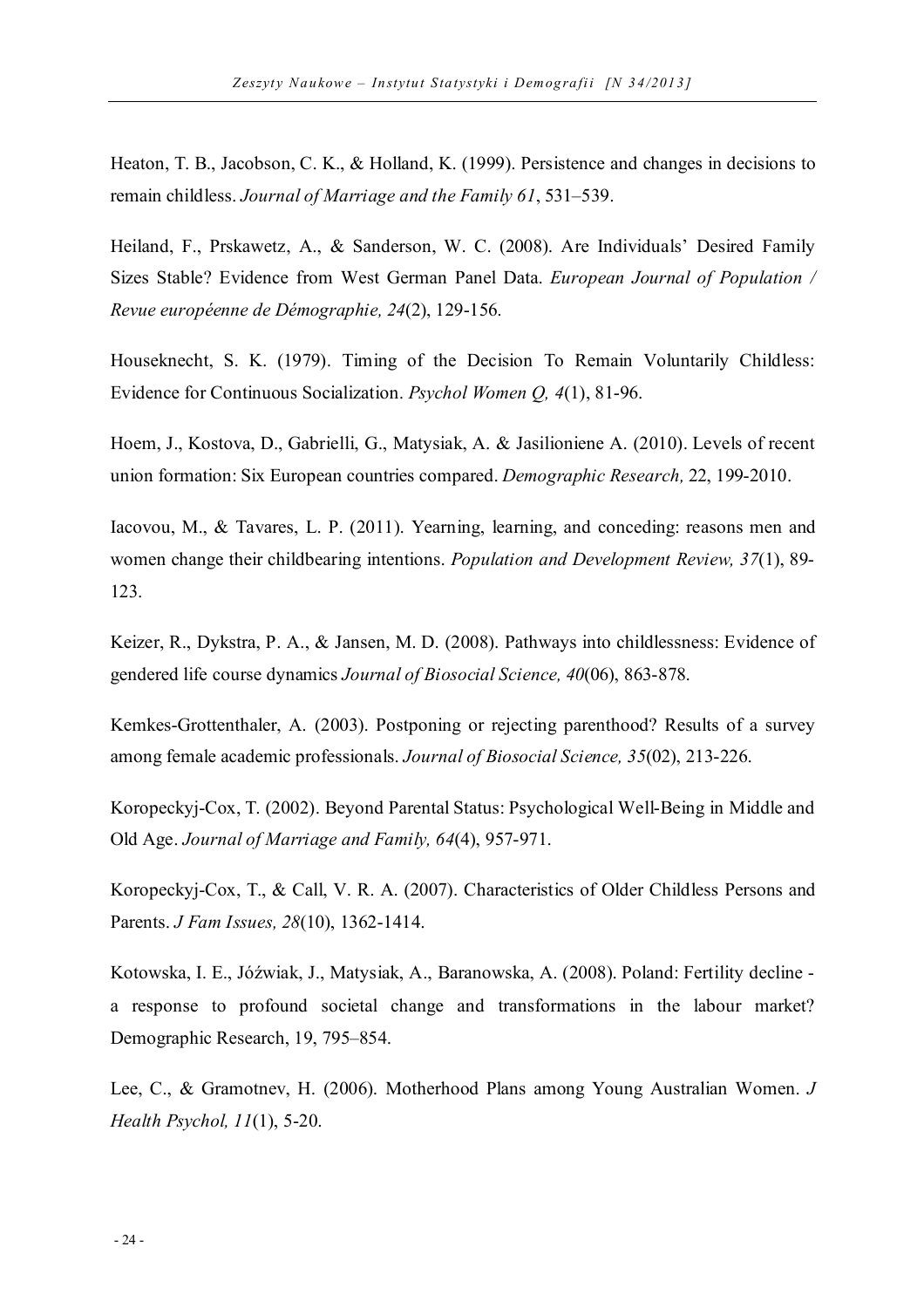Heaton, T. B., Jacobson, C. K., & Holland, K. (1999). Persistence and changes in decisions to remain childless. *Journal of Marriage and the Family 61*, 531–539.

Heiland, F., Prskawetz, A., & Sanderson, W. C. (2008). Are Individuals' Desired Family Sizes Stable? Evidence from West German Panel Data. *European Journal of Population / Revue européenne de Démographie, 24*(2), 129-156.

Houseknecht, S. K. (1979). Timing of the Decision To Remain Voluntarily Childless: Evidence for Continuous Socialization. *Psychol Women Q, 4*(1), 81-96.

Hoem, J., Kostova, D., Gabrielli, G., Matysiak, A. & Jasilioniene A. (2010). Levels of recent union formation: Six European countries compared. *Demographic Research,* 22, 199-2010.

Iacovou, M., & Tavares, L. P. (2011). Yearning, learning, and conceding: reasons men and women change their childbearing intentions. *Population and Development Review, 37*(1), 89-123.

Keizer, R., Dykstra, P. A., & Jansen, M. D. (2008). Pathways into childlessness: Evidence of gendered life course dynamics *Journal of Biosocial Science, 40*(06), 863-878.

Kemkes-Grottenthaler, A. (2003). Postponing or rejecting parenthood? Results of a survey among female academic professionals. *Journal of Biosocial Science, 35*(02), 213-226.

Koropeckyj-Cox, T. (2002). Beyond Parental Status: Psychological Well-Being in Middle and Old Age. *Journal of Marriage and Family, 64*(4), 957-971.

Koropeckyj-Cox, T., & Call, V. R. A. (2007). Characteristics of Older Childless Persons and Parents. *J Fam Issues, 28*(10), 1362-1414.

Kotowska, I. E., Jóźwiak, J., Matysiak, A., Baranowska, A. (2008). Poland: Fertility decline - a response to profound societal change and transformations in the labour market? Demographic Research, 19, 795–854.

Lee, C., & Gramotnev, H. (2006). Motherhood Plans among Young Australian Women. *J Health Psychol, 11*(1), 5-20.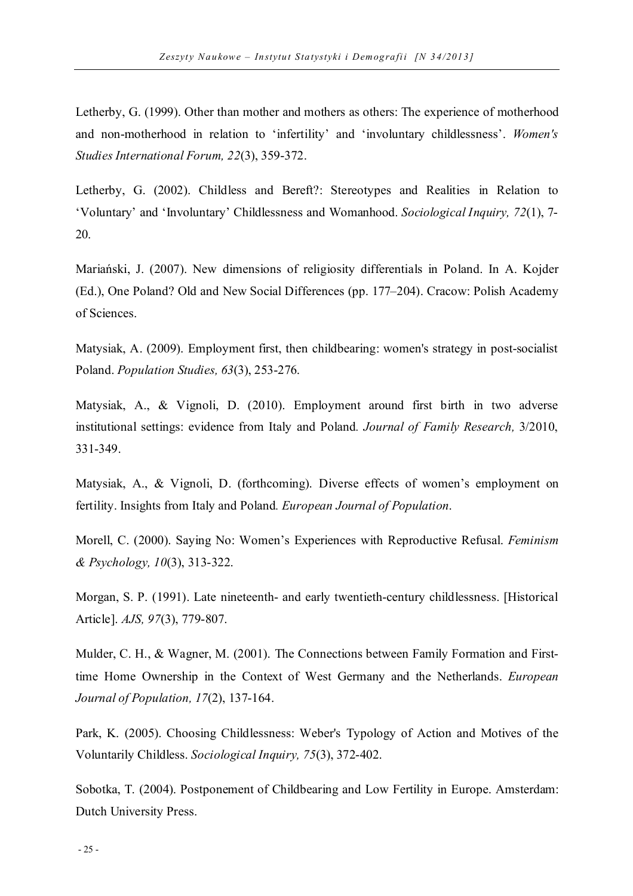Letherby, G. (1999). Other than mother and mothers as others: The experience of motherhood and non-motherhood in relation to ‘infertility’ and ‘involuntary childlessness’. *Women's Studies International Forum, 22*(3), 359-372.

Letherby, G. (2002). Childless and Bereft?: Stereotypes and Realities in Relation to ‘Voluntary’ and ‘Involuntary’ Childlessness and Womanhood. *Sociological Inquiry, 72*(1), 7-20.

Mariański, J. (2007). New dimensions of religiosity differentials in Poland. In A. Kojder (Ed.), One Poland? Old and New Social Differences (pp. 177–204). Cracow: Polish Academy of Sciences.

Matysiak, A. (2009). Employment first, then childbearing: women's strategy in post-socialist Poland. *Population Studies, 63*(3), 253-276.

Matysiak, A., & Vignoli, D. (2010). Employment around first birth in two adverse institutional settings: evidence from Italy and Poland. *Journal of Family Research,* 3/2010, 331-349.

Matysiak, A., & Vignoli, D. (forthcoming). Diverse effects of women’s employment on fertility. Insights from Italy and Poland. *European Journal of Population*.

Morell, C. (2000). Saying No: Women’s Experiences with Reproductive Refusal. *Feminism & Psychology, 10*(3), 313-322.

Morgan, S. P. (1991). Late nineteenth- and early twentieth-century childlessness. [Historical Article]. *AJS, 97*(3), 779-807.

Mulder, C. H., & Wagner, M. (2001). The Connections between Family Formation and First-time Home Ownership in the Context of West Germany and the Netherlands. *European Journal of Population, 17*(2), 137-164.

Park, K. (2005). Choosing Childlessness: Weber's Typology of Action and Motives of the Voluntarily Childless. *Sociological Inquiry, 75*(3), 372-402.

Sobotka, T. (2004). Postponement of Childbearing and Low Fertility in Europe. Amsterdam: Dutch University Press.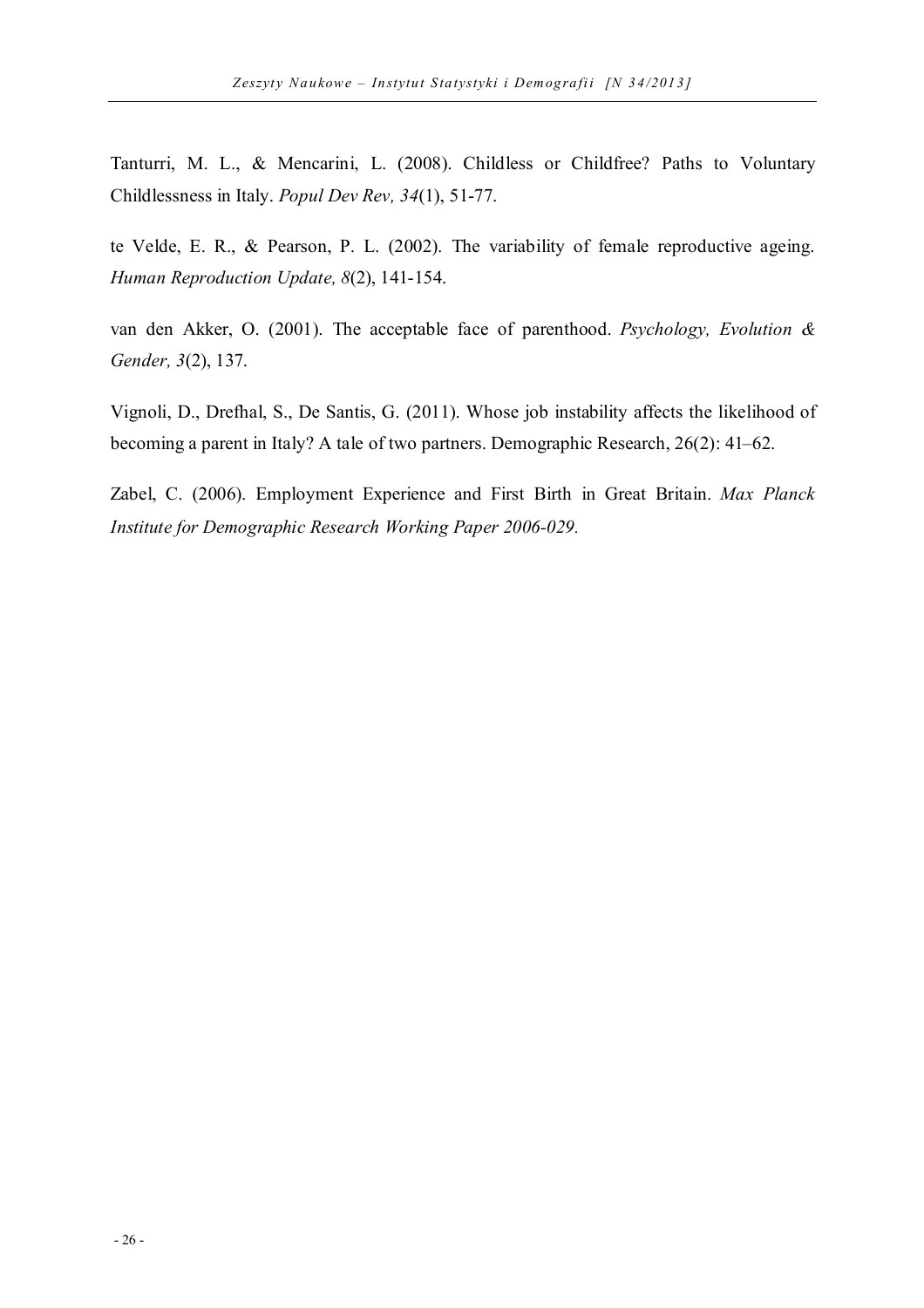Tanturri, M. L., & Mencarini, L. (2008). Childless or Childfree? Paths to Voluntary Childlessness in Italy. *Popul Dev Rev, 34*(1), 51-77.

te Velde, E. R., & Pearson, P. L. (2002). The variability of female reproductive ageing. *Human Reproduction Update, 8*(2), 141-154.

van den Akker, O. (2001). The acceptable face of parenthood. *Psychology, Evolution & Gender, 3*(2), 137.

Vignoli, D., Drefhal, S., De Santis, G. (2011). Whose job instability affects the likelihood of becoming a parent in Italy? A tale of two partners. Demographic Research, 26(2): 41–62.

Zabel, C. (2006). Employment Experience and First Birth in Great Britain. *Max Planck Institute for Demographic Research Working Paper 2006-029.*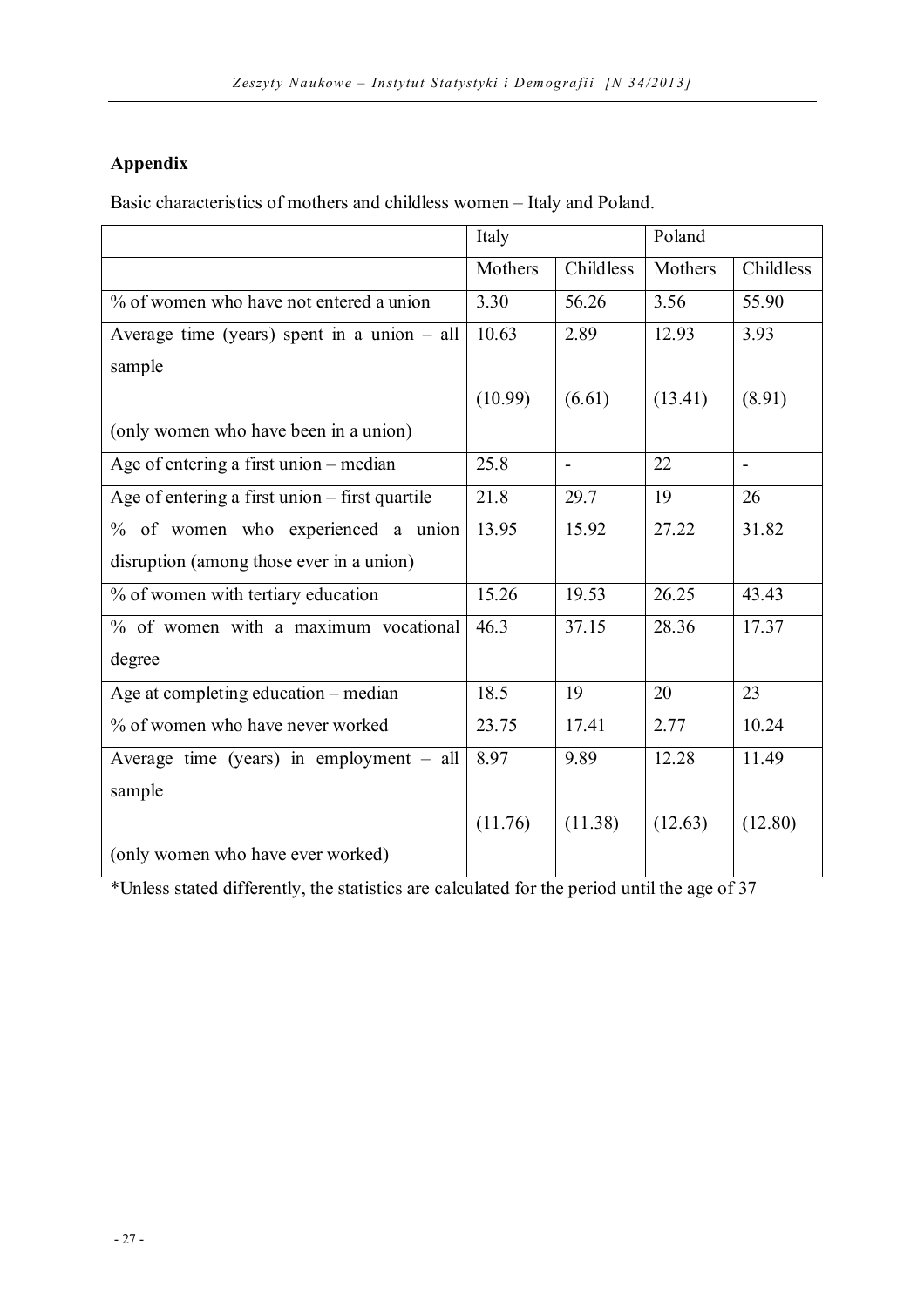## Appendix

Basic characteristics of mothers and childless women – Italy and Poland.

| | Italy | | Poland | |
|---|---|---|---|---|
| | Mothers | Childless | Mothers | Childless |
| % of women who have not entered a union | 3.30 | 56.26 | 3.56 | 55.90 |
| Average time (years) spent in a union – all sample<br><br>(only women who have been in a union) | 10.63<br><br>(10.99) | 2.89<br><br>(6.61) | 12.93<br><br>(13.41) | 3.93<br><br>(8.91) |
| Age of entering a first union – median | 25.8 | - | 22 | - |
| Age of entering a first union – first quartile | 21.8 | 29.7 | 19 | 26 |
| % of women who experienced a union disruption (among those ever in a union) | 13.95 | 15.92 | 27.22 | 31.82 |
| % of women with tertiary education | 15.26 | 19.53 | 26.25 | 43.43 |
| % of women with a maximum vocational degree | 46.3 | 37.15 | 28.36 | 17.37 |
| Age at completing education – median | 18.5 | 19 | 20 | 23 |
| % of women who have never worked | 23.75 | 17.41 | 2.77 | 10.24 |
| Average time (years) in employment – all sample<br><br>(only women who have ever worked) | 8.97<br><br>(11.76) | 9.89<br><br>(11.38) | 12.28<br><br>(12.63) | 11.49<br><br>(12.80) |

*Unless stated differently, the statistics are calculated for the period until the age of 37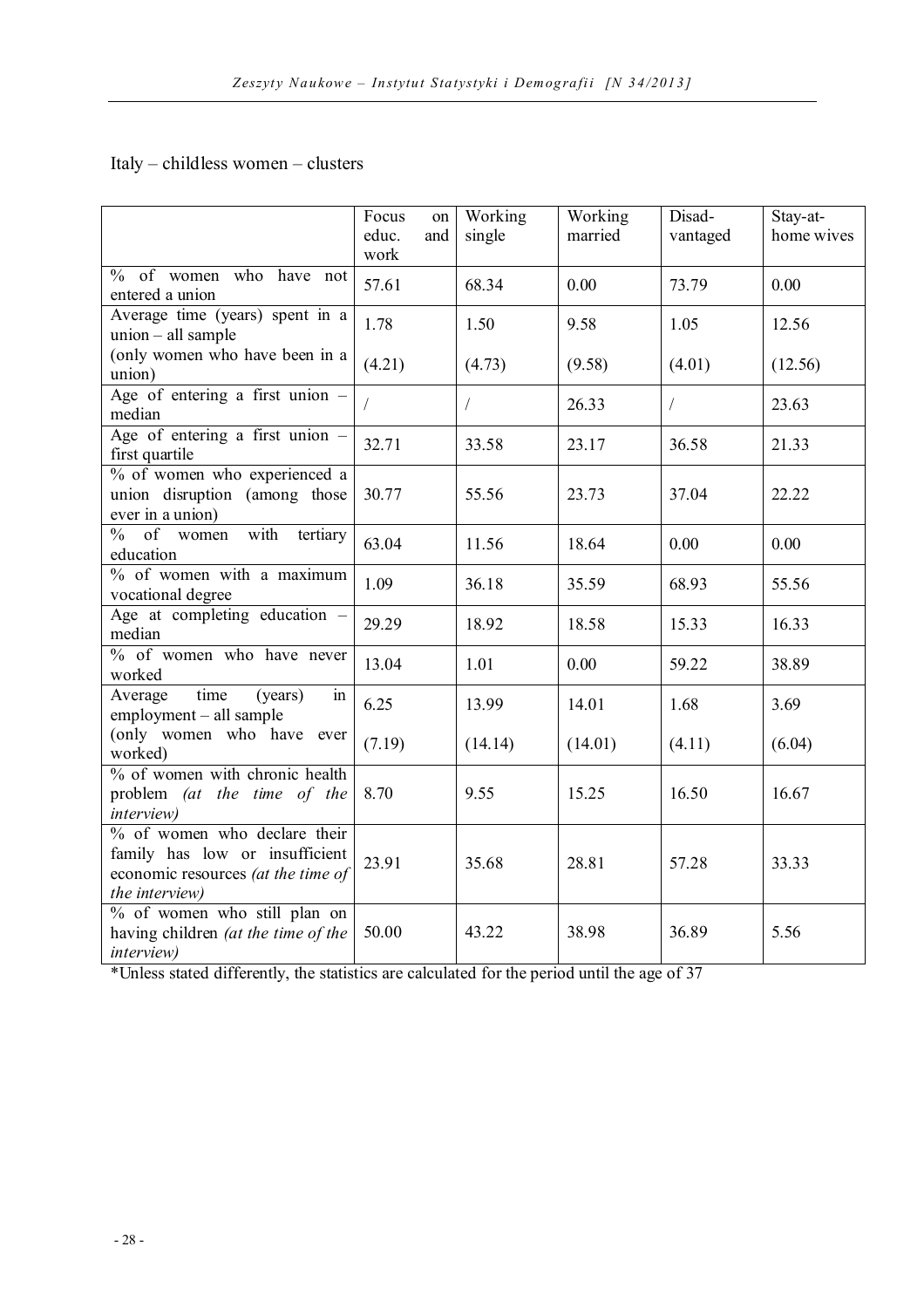Italy – childless women – clusters

| | Focus on educ. and work | Working single | Working married | Disad-vantaged | Stay-at-home wives |
|---|---|---|---|---|---|
| % of women who have not entered a union | 57.61 | 68.34 | 0.00 | 73.79 | 0.00 |
| Average time (years) spent in a union – all sample | 1.78 | 1.50 | 9.58 | 1.05 | 12.56 |
| (only women who have been in a union) | (4.21) | (4.73) | (9.58) | (4.01) | (12.56) |
| Age of entering a first union – median | / | / | 26.33 | / | 23.63 |
| Age of entering a first union – first quartile | 32.71 | 33.58 | 23.17 | 36.58 | 21.33 |
| % of women who experienced a union disruption (among those ever in a union) | 30.77 | 55.56 | 23.73 | 37.04 | 22.22 |
| % of women with tertiary education | 63.04 | 11.56 | 18.64 | 0.00 | 0.00 |
| % of women with a maximum vocational degree | 1.09 | 36.18 | 35.59 | 68.93 | 55.56 |
| Age at completing education – median | 29.29 | 18.92 | 18.58 | 15.33 | 16.33 |
| % of women who have never worked | 13.04 | 1.01 | 0.00 | 59.22 | 38.89 |
| Average time (years) in employment – all sample | 6.25 | 13.99 | 14.01 | 1.68 | 3.69 |
| (only women who have ever worked) | (7.19) | (14.14) | (14.01) | (4.11) | (6.04) |
| % of women with chronic health problem *(at the time of the interview)* | 8.70 | 9.55 | 15.25 | 16.50 | 16.67 |
| % of women who declare their family has low or insufficient economic resources *(at the time of the interview)* | 23.91 | 35.68 | 28.81 | 57.28 | 33.33 |
| % of women who still plan on having children *(at the time of the interview)* | 50.00 | 43.22 | 38.98 | 36.89 | 5.56 |

*Unless stated differently, the statistics are calculated for the period until the age of 37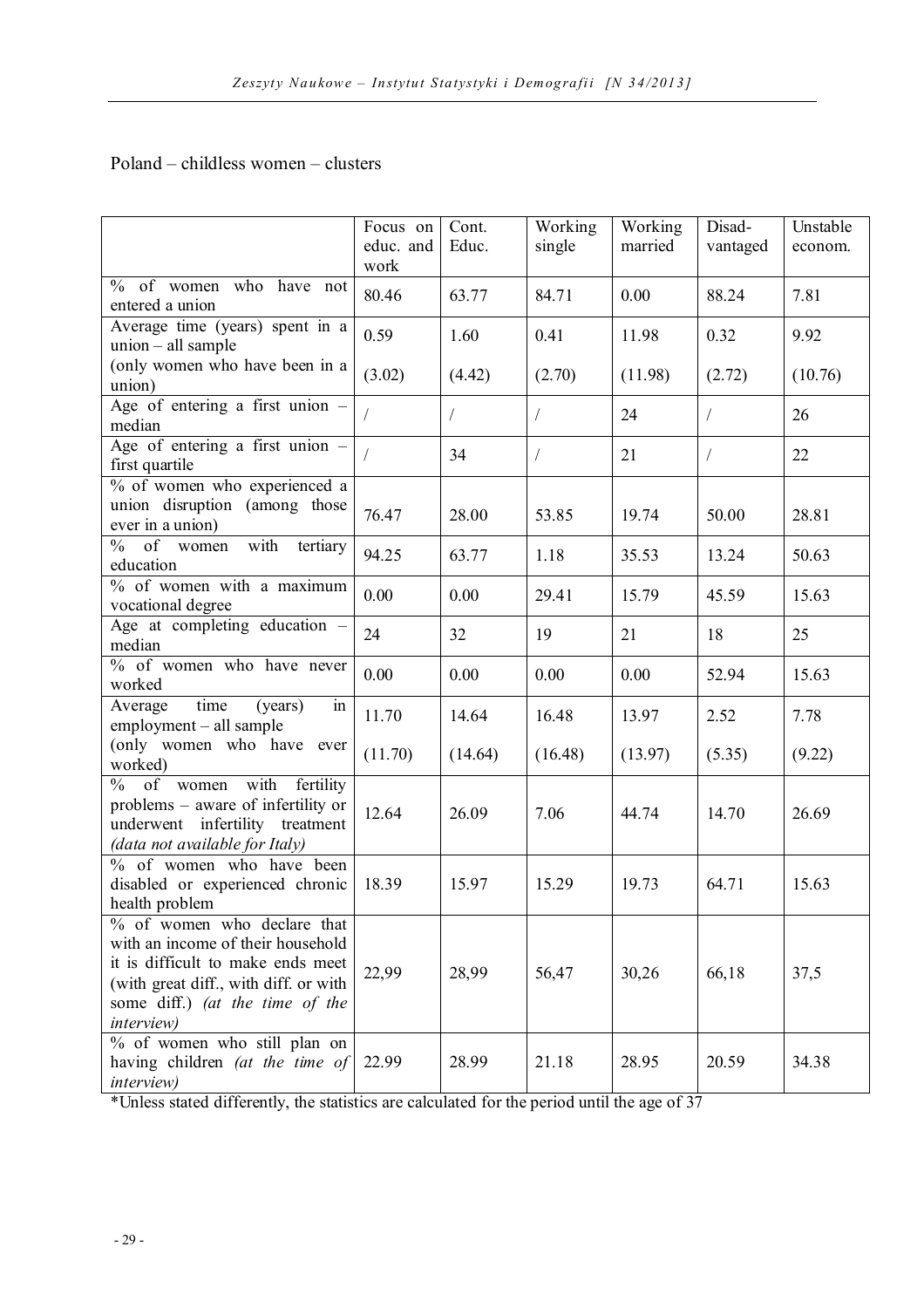Poland – childless women – clusters

| | Focus on educ. and work | Cont. Educ. | Working single | Working married | Disad-vantaged | Unstable econom. |
|---|---|---|---|---|---|---|
| % of women who have not entered a union | 80.46 | 63.77 | 84.71 | 0.00 | 88.24 | 7.81 |
| Average time (years) spent in a union – all sample | 0.59 | 1.60 | 0.41 | 11.98 | 0.32 | 9.92 |
| (only women who have been in a union) | (3.02) | (4.42) | (2.70) | (11.98) | (2.72) | (10.76) |
| Age of entering a first union – median | / | / | / | 24 | / | 26 |
| Age of entering a first union – first quartile | / | 34 | / | 21 | / | 22 |
| % of women who experienced a union disruption (among those ever in a union) | 76.47 | 28.00 | 53.85 | 19.74 | 50.00 | 28.81 |
| % of women with tertiary education | 94.25 | 63.77 | 1.18 | 35.53 | 13.24 | 50.63 |
| % of women with a maximum vocational degree | 0.00 | 0.00 | 29.41 | 15.79 | 45.59 | 15.63 |
| Age at completing education – median | 24 | 32 | 19 | 21 | 18 | 25 |
| % of women who have never worked | 0.00 | 0.00 | 0.00 | 0.00 | 52.94 | 15.63 |
| Average time (years) in employment – all sample | 11.70 | 14.64 | 16.48 | 13.97 | 2.52 | 7.78 |
| (only women who have ever worked) | (11.70) | (14.64) | (16.48) | (13.97) | (5.35) | (9.22) |
| % of women with fertility problems – aware of infertility or underwent infertility treatment *(data not available for Italy)* | 12.64 | 26.09 | 7.06 | 44.74 | 14.70 | 26.69 |
| % of women who have been disabled or experienced chronic health problem | 18.39 | 15.97 | 15.29 | 19.73 | 64.71 | 15.63 |
| % of women who declare that with an income of their household it is difficult to make ends meet (with great diff., with diff. or with some diff.) *(at the time of the interview)* | 22,99 | 28,99 | 56,47 | 30,26 | 66,18 | 37,5 |
| % of women who still plan on having children *(at the time of interview)* | 22.99 | 28.99 | 21.18 | 28.95 | 20.59 | 34.38 |

*Unless stated differently, the statistics are calculated for the period until the age of 37